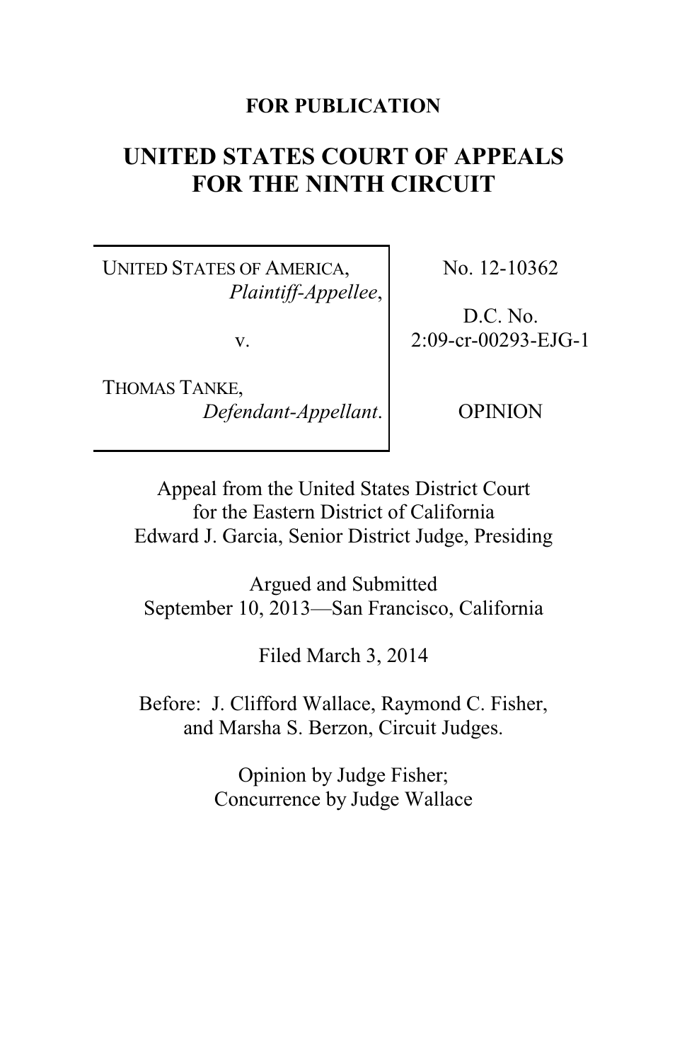**FOR PUBLICATION**

# UNITED STATES COURT OF APPEALS FOR THE NINTH CIRCUIT

| | |
|---|---|
| UNITED STATES OF AMERICA, *Plaintiff-Appellee*, v. THOMAS TANKE, *Defendant-Appellant*. | No. 12-10362 D.C. No. 2:09-cr-00293-EJG-1 OPINION |

Appeal from the United States District Court for the Eastern District of California
Edward J. Garcia, Senior District Judge, Presiding

Argued and Submitted
September 10, 2013—San Francisco, California

Filed March 3, 2014

Before: J. Clifford Wallace, Raymond C. Fisher, and Marsha S. Berzon, Circuit Judges.

Opinion by Judge Fisher;
Concurrence by Judge Wallace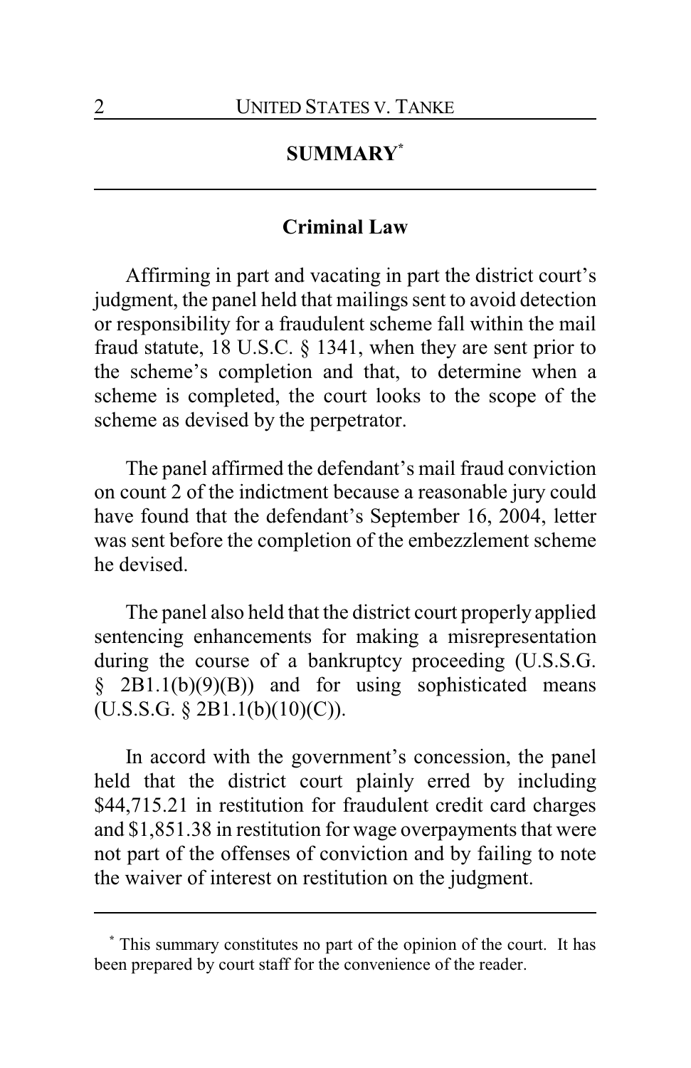## SUMMARY*

### Criminal Law

Affirming in part and vacating in part the district court's judgment, the panel held that mailings sent to avoid detection or responsibility for a fraudulent scheme fall within the mail fraud statute, 18 U.S.C. § 1341, when they are sent prior to the scheme's completion and that, to determine when a scheme is completed, the court looks to the scope of the scheme as devised by the perpetrator.

The panel affirmed the defendant's mail fraud conviction on count 2 of the indictment because a reasonable jury could have found that the defendant's September 16, 2004, letter was sent before the completion of the embezzlement scheme he devised.

The panel also held that the district court properly applied sentencing enhancements for making a misrepresentation during the course of a bankruptcy proceeding (U.S.S.G. § 2B1.1(b)(9)(B)) and for using sophisticated means (U.S.S.G. § 2B1.1(b)(10)(C)).

In accord with the government's concession, the panel held that the district court plainly erred by including $44,715.21 in restitution for fraudulent credit card charges and $1,851.38 in restitution for wage overpayments that were not part of the offenses of conviction and by failing to note the waiver of interest on restitution on the judgment.

---

\* This summary constitutes no part of the opinion of the court. It has been prepared by court staff for the convenience of the reader.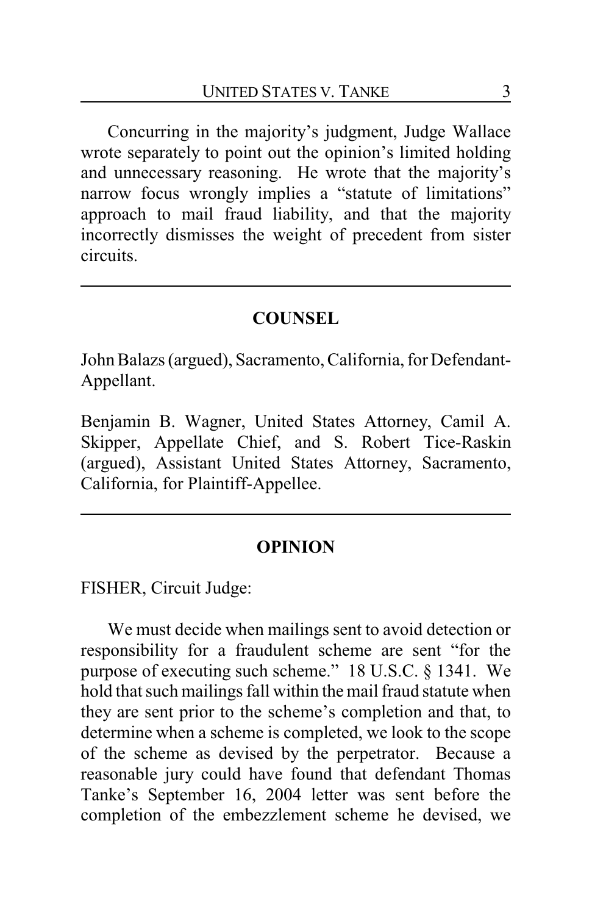Concurring in the majority's judgment, Judge Wallace wrote separately to point out the opinion's limited holding and unnecessary reasoning. He wrote that the majority's narrow focus wrongly implies a "statute of limitations" approach to mail fraud liability, and that the majority incorrectly dismisses the weight of precedent from sister circuits.

---

## COUNSEL

John Balazs (argued), Sacramento, California, for Defendant-Appellant.

Benjamin B. Wagner, United States Attorney, Camil A. Skipper, Appellate Chief, and S. Robert Tice-Raskin (argued), Assistant United States Attorney, Sacramento, California, for Plaintiff-Appellee.

---

## OPINION

FISHER, Circuit Judge:

We must decide when mailings sent to avoid detection or responsibility for a fraudulent scheme are sent "for the purpose of executing such scheme." 18 U.S.C. § 1341. We hold that such mailings fall within the mail fraud statute when they are sent prior to the scheme's completion and that, to determine when a scheme is completed, we look to the scope of the scheme as devised by the perpetrator. Because a reasonable jury could have found that defendant Thomas Tanke's September 16, 2004 letter was sent before the completion of the embezzlement scheme he devised, we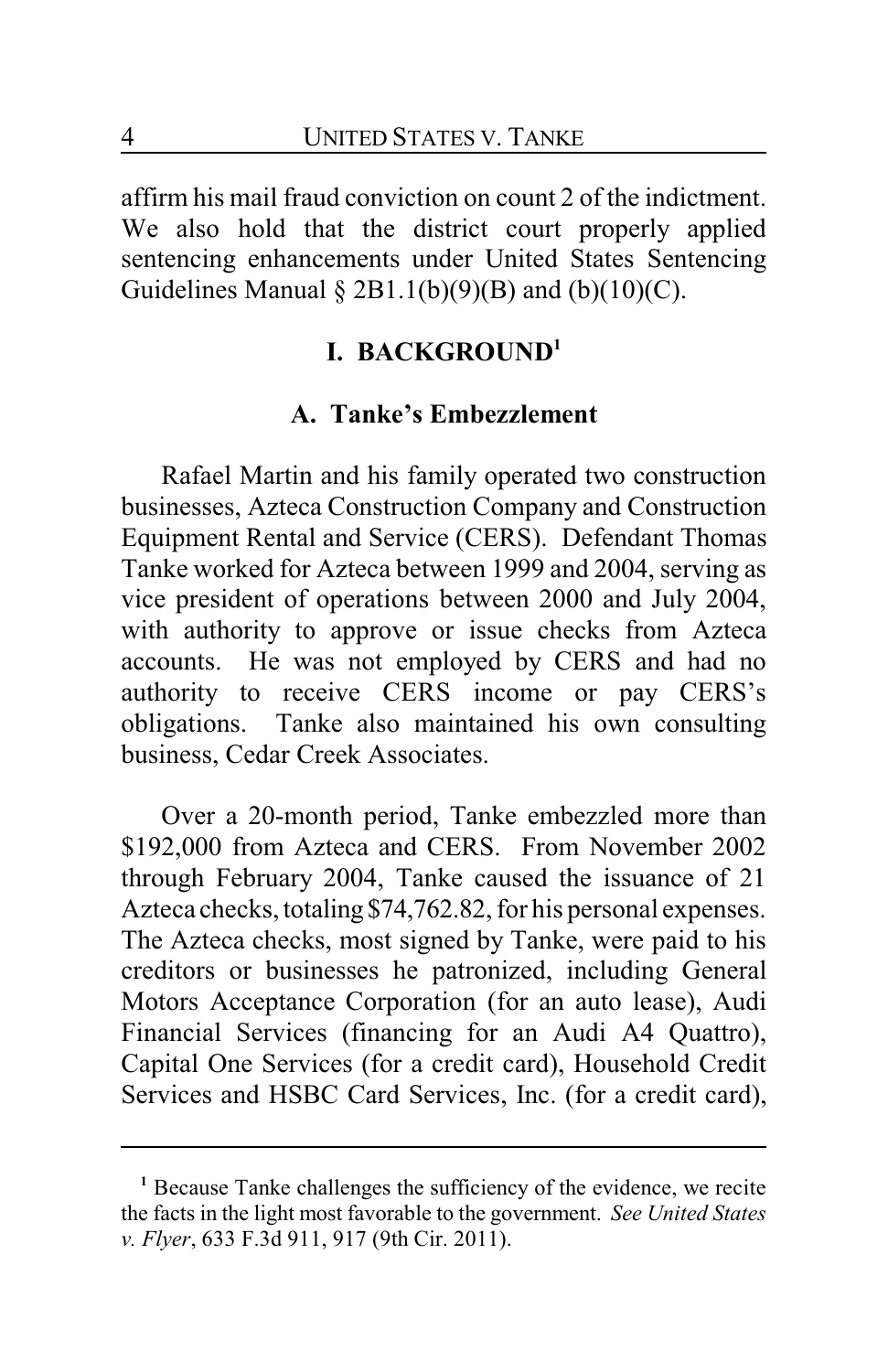affirm his mail fraud conviction on count 2 of the indictment. We also hold that the district court properly applied sentencing enhancements under United States Sentencing Guidelines Manual § 2B1.1(b)(9)(B) and (b)(10)(C).

## I. BACKGROUND[1]

### A. Tanke's Embezzlement

Rafael Martin and his family operated two construction businesses, Azteca Construction Company and Construction Equipment Rental and Service (CERS). Defendant Thomas Tanke worked for Azteca between 1999 and 2004, serving as vice president of operations between 2000 and July 2004, with authority to approve or issue checks from Azteca accounts. He was not employed by CERS and had no authority to receive CERS income or pay CERS's obligations. Tanke also maintained his own consulting business, Cedar Creek Associates.

Over a 20-month period, Tanke embezzled more than $192,000 from Azteca and CERS. From November 2002 through February 2004, Tanke caused the issuance of 21 Azteca checks, totaling $74,762.82, for his personal expenses. The Azteca checks, most signed by Tanke, were paid to his creditors or businesses he patronized, including General Motors Acceptance Corporation (for an auto lease), Audi Financial Services (financing for an Audi A4 Quattro), Capital One Services (for a credit card), Household Credit Services and HSBC Card Services, Inc. (for a credit card),

---

[1] Because Tanke challenges the sufficiency of the evidence, we recite the facts in the light most favorable to the government. *See United States v. Flyer*, 633 F.3d 911, 917 (9th Cir. 2011).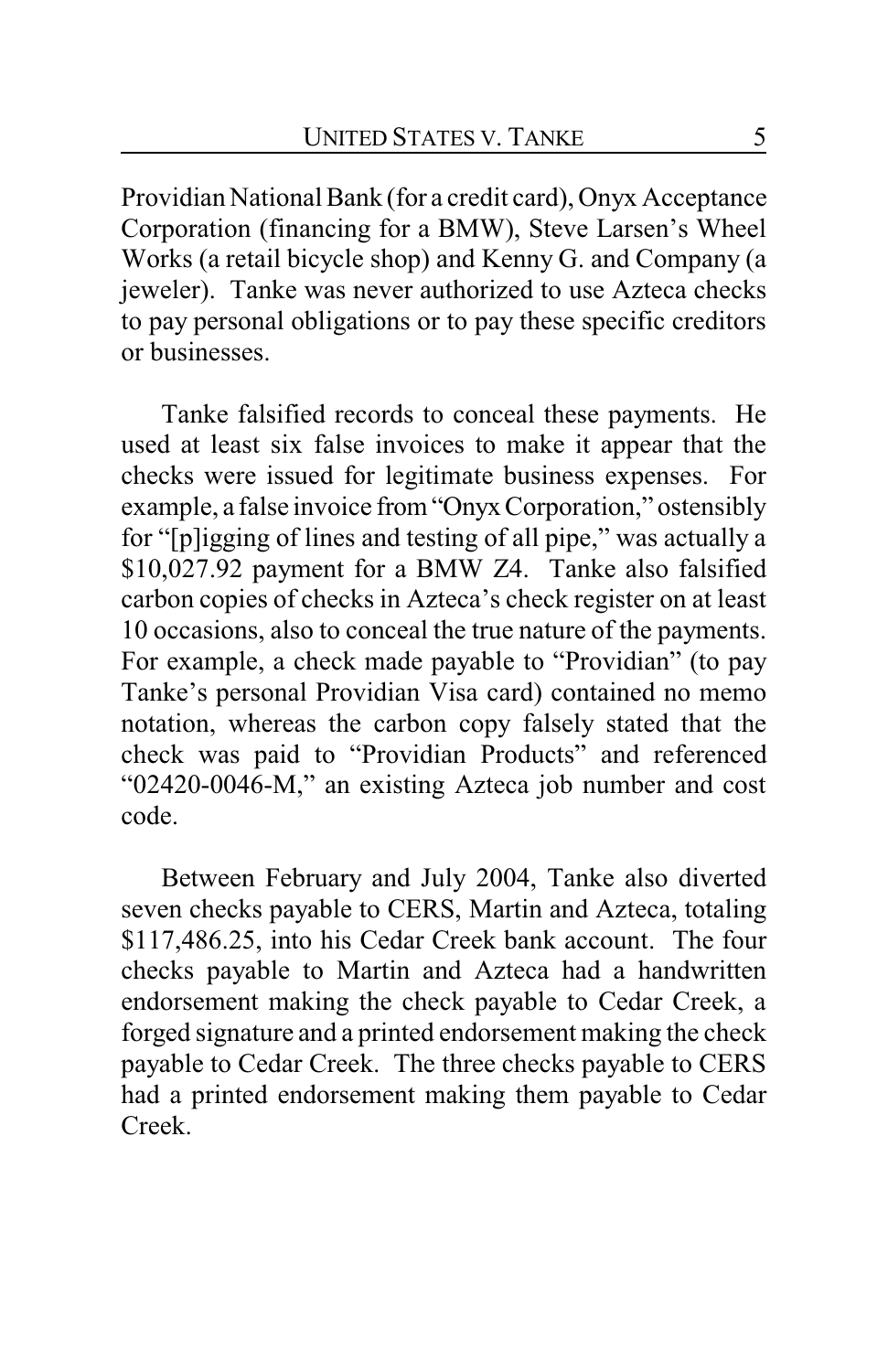Providian National Bank (for a credit card), Onyx Acceptance Corporation (financing for a BMW), Steve Larsen's Wheel Works (a retail bicycle shop) and Kenny G. and Company (a jeweler). Tanke was never authorized to use Azteca checks to pay personal obligations or to pay these specific creditors or businesses.

Tanke falsified records to conceal these payments. He used at least six false invoices to make it appear that the checks were issued for legitimate business expenses. For example, a false invoice from "Onyx Corporation," ostensibly for "[p]igging of lines and testing of all pipe," was actually a $10,027.92 payment for a BMW Z4. Tanke also falsified carbon copies of checks in Azteca's check register on at least 10 occasions, also to conceal the true nature of the payments. For example, a check made payable to "Providian" (to pay Tanke's personal Providian Visa card) contained no memo notation, whereas the carbon copy falsely stated that the check was paid to "Providian Products" and referenced "02420-0046-M," an existing Azteca job number and cost code.

Between February and July 2004, Tanke also diverted seven checks payable to CERS, Martin and Azteca, totaling $117,486.25, into his Cedar Creek bank account. The four checks payable to Martin and Azteca had a handwritten endorsement making the check payable to Cedar Creek, a forged signature and a printed endorsement making the check payable to Cedar Creek. The three checks payable to CERS had a printed endorsement making them payable to Cedar Creek.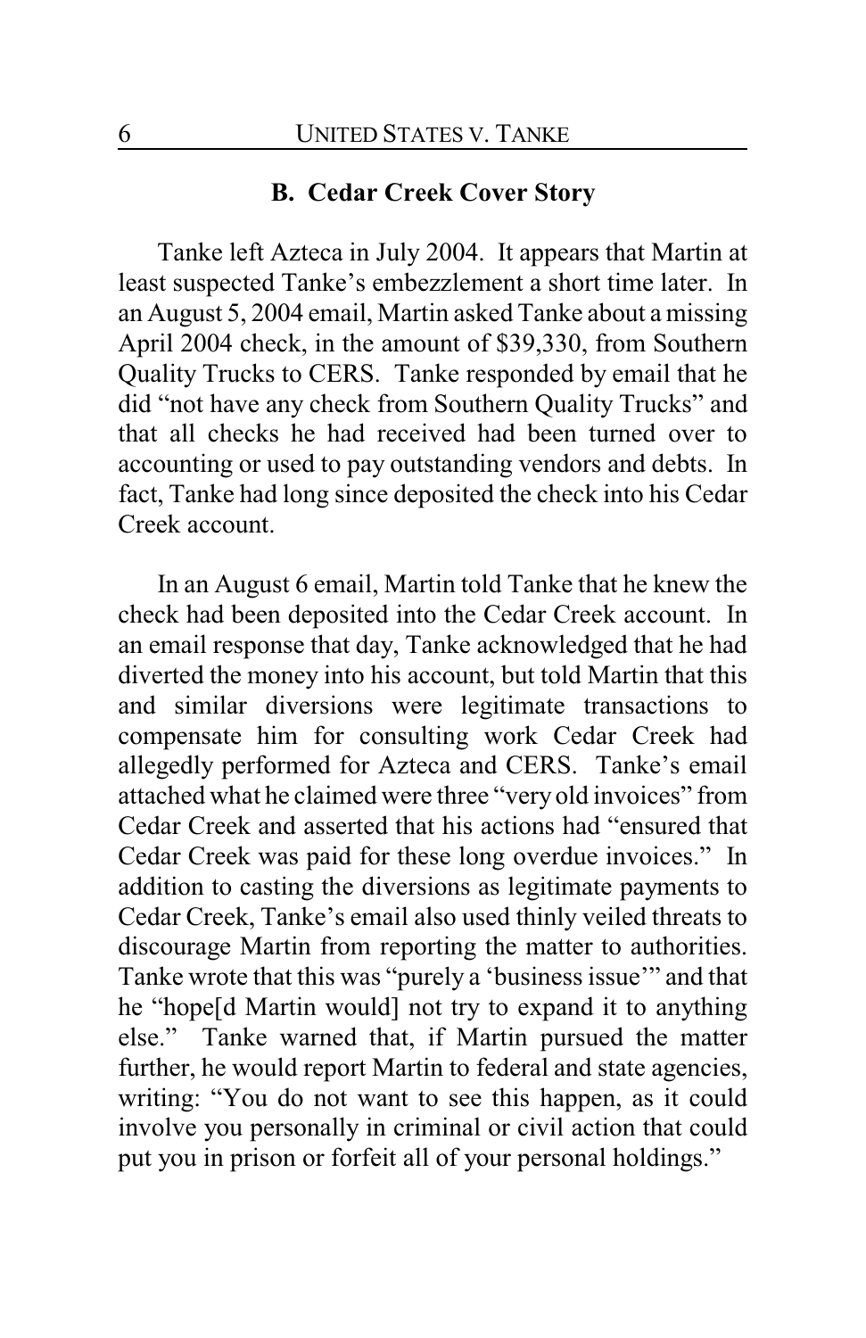### B. Cedar Creek Cover Story

Tanke left Azteca in July 2004. It appears that Martin at least suspected Tanke's embezzlement a short time later. In an August 5, 2004 email, Martin asked Tanke about a missing April 2004 check, in the amount of $39,330, from Southern Quality Trucks to CERS. Tanke responded by email that he did "not have any check from Southern Quality Trucks" and that all checks he had received had been turned over to accounting or used to pay outstanding vendors and debts. In fact, Tanke had long since deposited the check into his Cedar Creek account.

In an August 6 email, Martin told Tanke that he knew the check had been deposited into the Cedar Creek account. In an email response that day, Tanke acknowledged that he had diverted the money into his account, but told Martin that this and similar diversions were legitimate transactions to compensate him for consulting work Cedar Creek had allegedly performed for Azteca and CERS. Tanke's email attached what he claimed were three "very old invoices" from Cedar Creek and asserted that his actions had "ensured that Cedar Creek was paid for these long overdue invoices." In addition to casting the diversions as legitimate payments to Cedar Creek, Tanke's email also used thinly veiled threats to discourage Martin from reporting the matter to authorities. Tanke wrote that this was "purely a 'business issue'" and that he "hope[d Martin would] not try to expand it to anything else." Tanke warned that, if Martin pursued the matter further, he would report Martin to federal and state agencies, writing: "You do not want to see this happen, as it could involve you personally in criminal or civil action that could put you in prison or forfeit all of your personal holdings."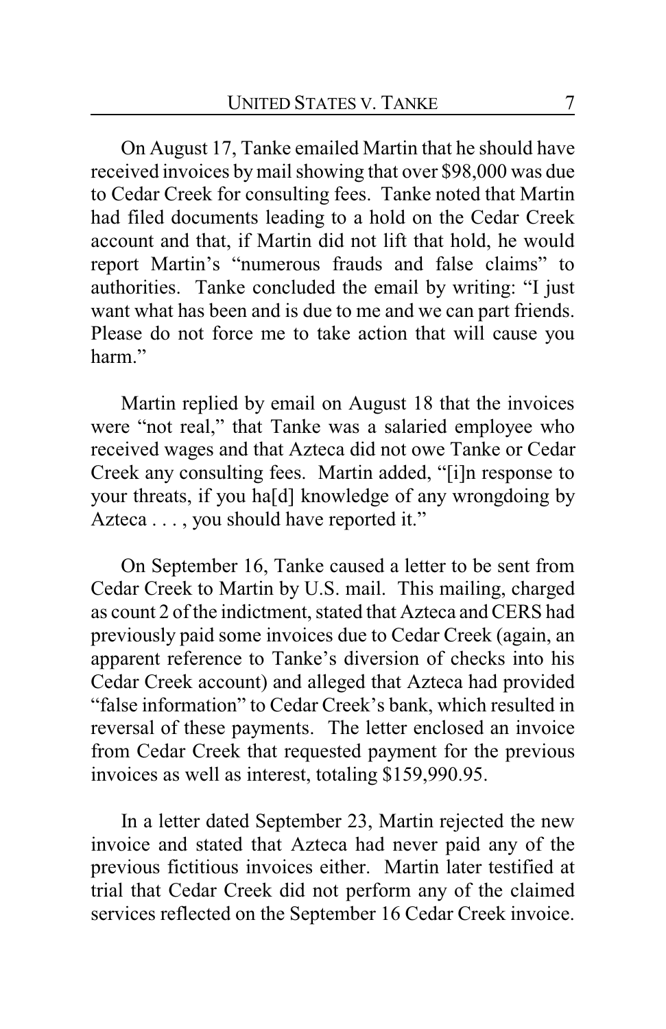On August 17, Tanke emailed Martin that he should have received invoices by mail showing that over $98,000 was due to Cedar Creek for consulting fees. Tanke noted that Martin had filed documents leading to a hold on the Cedar Creek account and that, if Martin did not lift that hold, he would report Martin's "numerous frauds and false claims" to authorities. Tanke concluded the email by writing: "I just want what has been and is due to me and we can part friends. Please do not force me to take action that will cause you harm."

Martin replied by email on August 18 that the invoices were "not real," that Tanke was a salaried employee who received wages and that Azteca did not owe Tanke or Cedar Creek any consulting fees. Martin added, "[i]n response to your threats, if you ha[d] knowledge of any wrongdoing by Azteca . . . , you should have reported it."

On September 16, Tanke caused a letter to be sent from Cedar Creek to Martin by U.S. mail. This mailing, charged as count 2 of the indictment, stated that Azteca and CERS had previously paid some invoices due to Cedar Creek (again, an apparent reference to Tanke's diversion of checks into his Cedar Creek account) and alleged that Azteca had provided "false information" to Cedar Creek's bank, which resulted in reversal of these payments. The letter enclosed an invoice from Cedar Creek that requested payment for the previous invoices as well as interest, totaling $159,990.95.

In a letter dated September 23, Martin rejected the new invoice and stated that Azteca had never paid any of the previous fictitious invoices either. Martin later testified at trial that Cedar Creek did not perform any of the claimed services reflected on the September 16 Cedar Creek invoice.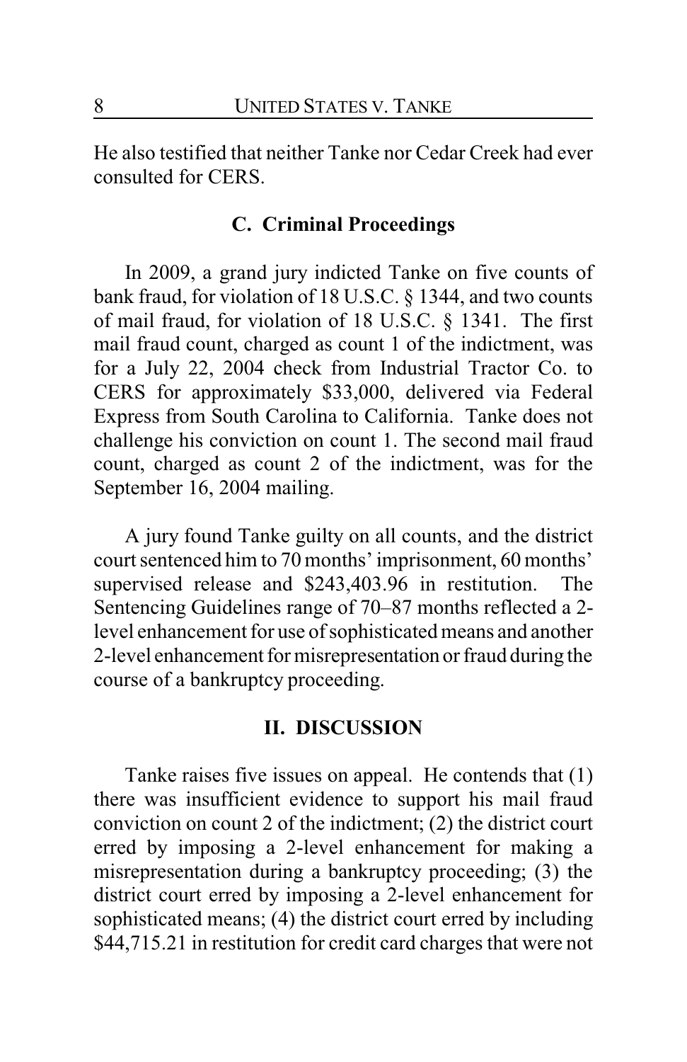He also testified that neither Tanke nor Cedar Creek had ever consulted for CERS.

### C. Criminal Proceedings

In 2009, a grand jury indicted Tanke on five counts of bank fraud, for violation of 18 U.S.C. § 1344, and two counts of mail fraud, for violation of 18 U.S.C. § 1341. The first mail fraud count, charged as count 1 of the indictment, was for a July 22, 2004 check from Industrial Tractor Co. to CERS for approximately $33,000, delivered via Federal Express from South Carolina to California. Tanke does not challenge his conviction on count 1. The second mail fraud count, charged as count 2 of the indictment, was for the September 16, 2004 mailing.

A jury found Tanke guilty on all counts, and the district court sentenced him to 70 months' imprisonment, 60 months' supervised release and $243,403.96 in restitution. The Sentencing Guidelines range of 70–87 months reflected a 2-level enhancement for use of sophisticated means and another 2-level enhancement for misrepresentation or fraud during the course of a bankruptcy proceeding.

## II. DISCUSSION

Tanke raises five issues on appeal. He contends that (1) there was insufficient evidence to support his mail fraud conviction on count 2 of the indictment; (2) the district court erred by imposing a 2-level enhancement for making a misrepresentation during a bankruptcy proceeding; (3) the district court erred by imposing a 2-level enhancement for sophisticated means; (4) the district court erred by including $44,715.21 in restitution for credit card charges that were not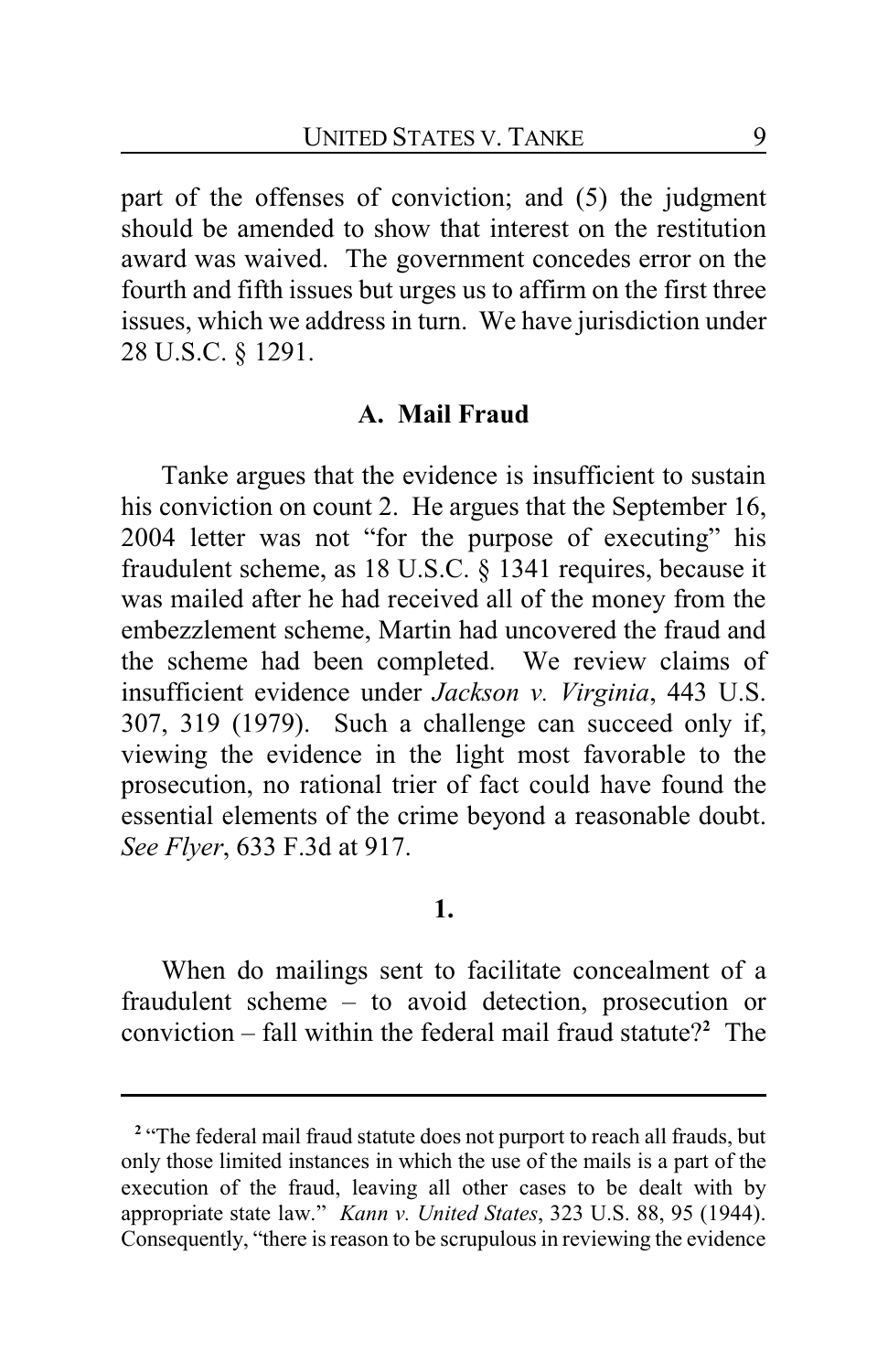part of the offenses of conviction; and (5) the judgment should be amended to show that interest on the restitution award was waived. The government concedes error on the fourth and fifth issues but urges us to affirm on the first three issues, which we address in turn. We have jurisdiction under 28 U.S.C. § 1291.

### A. Mail Fraud

Tanke argues that the evidence is insufficient to sustain his conviction on count 2. He argues that the September 16, 2004 letter was not "for the purpose of executing" his fraudulent scheme, as 18 U.S.C. § 1341 requires, because it was mailed after he had received all of the money from the embezzlement scheme, Martin had uncovered the fraud and the scheme had been completed. We review claims of insufficient evidence under *Jackson v. Virginia*, 443 U.S. 307, 319 (1979). Such a challenge can succeed only if, viewing the evidence in the light most favorable to the prosecution, no rational trier of fact could have found the essential elements of the crime beyond a reasonable doubt. *See Flyer*, 633 F.3d at 917.

#### 1.

When do mailings sent to facilitate concealment of a fraudulent scheme – to avoid detection, prosecution or conviction – fall within the federal mail fraud statute?[2] The

---

[2] "The federal mail fraud statute does not purport to reach all frauds, but only those limited instances in which the use of the mails is a part of the execution of the fraud, leaving all other cases to be dealt with by appropriate state law." *Kann v. United States*, 323 U.S. 88, 95 (1944). Consequently, "there is reason to be scrupulous in reviewing the evidence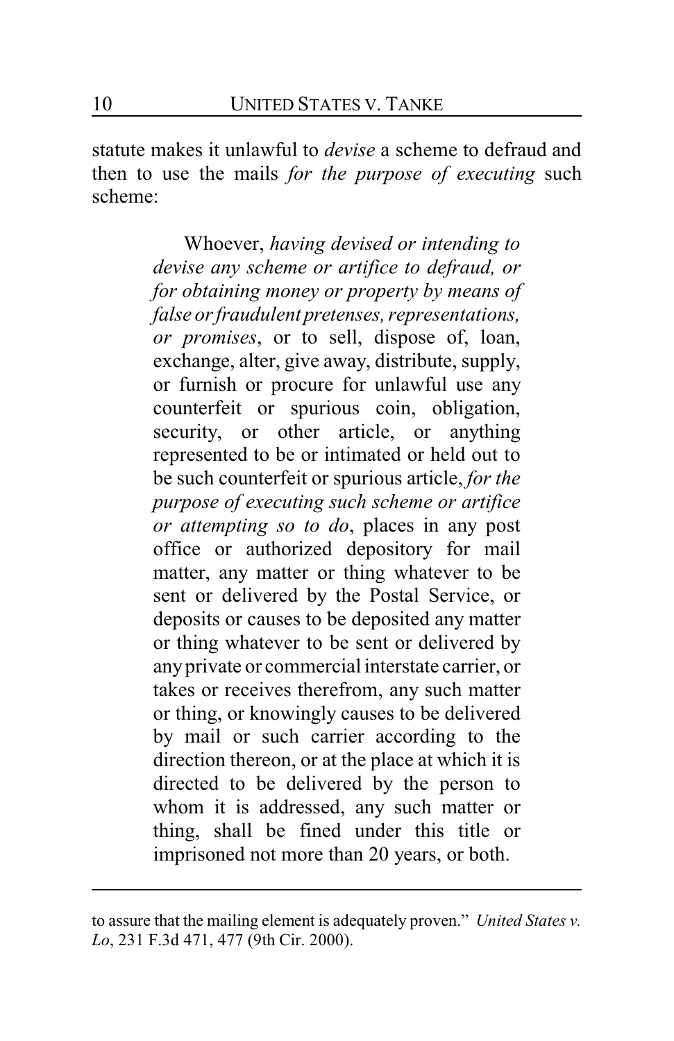statute makes it unlawful to *devise* a scheme to defraud and then to use the mails *for the purpose of executing* such scheme:

> Whoever, *having devised or intending to devise any scheme or artifice to defraud, or for obtaining money or property by means of false or fraudulent pretenses, representations, or promises*, or to sell, dispose of, loan, exchange, alter, give away, distribute, supply, or furnish or procure for unlawful use any counterfeit or spurious coin, obligation, security, or other article, or anything represented to be or intimated or held out to be such counterfeit or spurious article, *for the purpose of executing such scheme or artifice or attempting so to do*, places in any post office or authorized depository for mail matter, any matter or thing whatever to be sent or delivered by the Postal Service, or deposits or causes to be deposited any matter or thing whatever to be sent or delivered by any private or commercial interstate carrier, or takes or receives therefrom, any such matter or thing, or knowingly causes to be delivered by mail or such carrier according to the direction thereon, or at the place at which it is directed to be delivered by the person to whom it is addressed, any such matter or thing, shall be fined under this title or imprisoned not more than 20 years, or both.

---

to assure that the mailing element is adequately proven." *United States v. Lo*, 231 F.3d 471, 477 (9th Cir. 2000).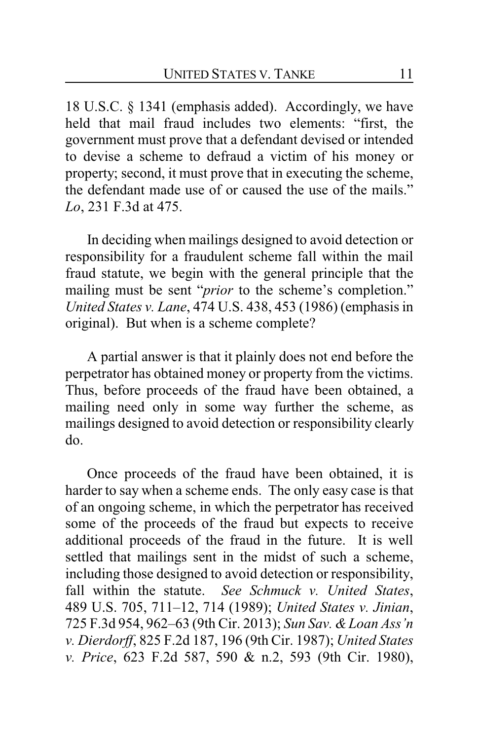18 U.S.C. § 1341 (emphasis added). Accordingly, we have held that mail fraud includes two elements: "first, the government must prove that a defendant devised or intended to devise a scheme to defraud a victim of his money or property; second, it must prove that in executing the scheme, the defendant made use of or caused the use of the mails." *Lo*, 231 F.3d at 475.

In deciding when mailings designed to avoid detection or responsibility for a fraudulent scheme fall within the mail fraud statute, we begin with the general principle that the mailing must be sent "*prior* to the scheme's completion." *United States v. Lane*, 474 U.S. 438, 453 (1986) (emphasis in original). But when is a scheme complete?

A partial answer is that it plainly does not end before the perpetrator has obtained money or property from the victims. Thus, before proceeds of the fraud have been obtained, a mailing need only in some way further the scheme, as mailings designed to avoid detection or responsibility clearly do.

Once proceeds of the fraud have been obtained, it is harder to say when a scheme ends. The only easy case is that of an ongoing scheme, in which the perpetrator has received some of the proceeds of the fraud but expects to receive additional proceeds of the fraud in the future. It is well settled that mailings sent in the midst of such a scheme, including those designed to avoid detection or responsibility, fall within the statute. *See Schmuck v. United States*, 489 U.S. 705, 711–12, 714 (1989); *United States v. Jinian*, 725 F.3d 954, 962–63 (9th Cir. 2013); *Sun Sav. & Loan Ass'n v. Dierdorff*, 825 F.2d 187, 196 (9th Cir. 1987); *United States v. Price*, 623 F.2d 587, 590 & n.2, 593 (9th Cir. 1980),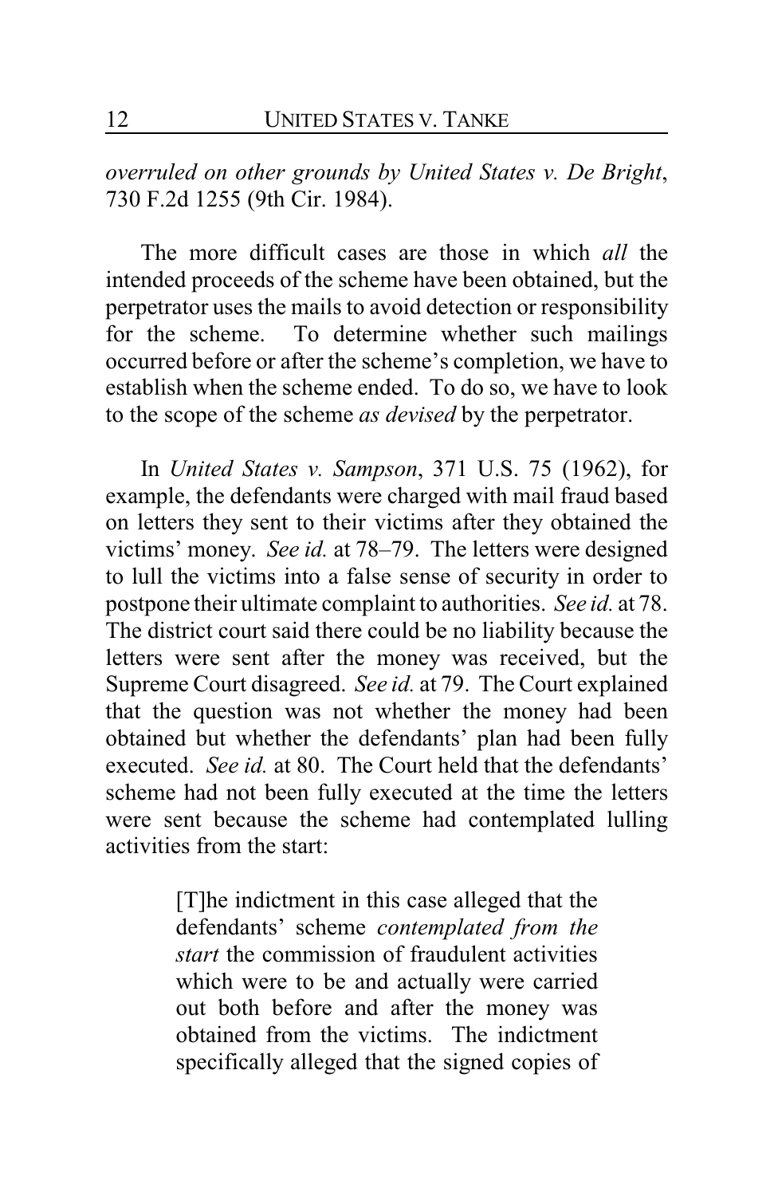*overruled on other grounds by United States v. De Bright*, 730 F.2d 1255 (9th Cir. 1984).

The more difficult cases are those in which *all* the intended proceeds of the scheme have been obtained, but the perpetrator uses the mails to avoid detection or responsibility for the scheme. To determine whether such mailings occurred before or after the scheme's completion, we have to establish when the scheme ended. To do so, we have to look to the scope of the scheme *as devised* by the perpetrator.

In *United States v. Sampson*, 371 U.S. 75 (1962), for example, the defendants were charged with mail fraud based on letters they sent to their victims after they obtained the victims' money. *See id.* at 78–79. The letters were designed to lull the victims into a false sense of security in order to postpone their ultimate complaint to authorities. *See id.* at 78. The district court said there could be no liability because the letters were sent after the money was received, but the Supreme Court disagreed. *See id.* at 79. The Court explained that the question was not whether the money had been obtained but whether the defendants' plan had been fully executed. *See id.* at 80. The Court held that the defendants' scheme had not been fully executed at the time the letters were sent because the scheme had contemplated lulling activities from the start:

> [T]he indictment in this case alleged that the defendants' scheme *contemplated from the start* the commission of fraudulent activities which were to be and actually were carried out both before and after the money was obtained from the victims. The indictment specifically alleged that the signed copies of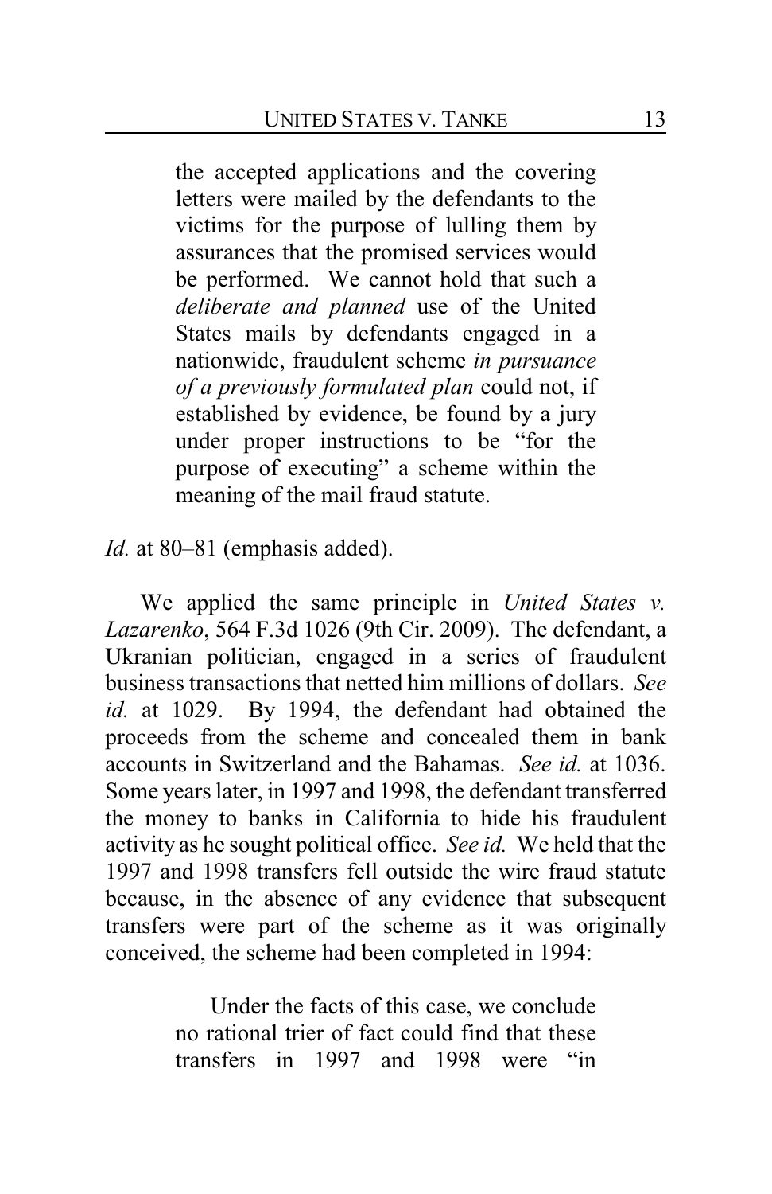> the accepted applications and the covering letters were mailed by the defendants to the victims for the purpose of lulling them by assurances that the promised services would be performed. We cannot hold that such a *deliberate and planned* use of the United States mails by defendants engaged in a nationwide, fraudulent scheme *in pursuance of a previously formulated plan* could not, if established by evidence, be found by a jury under proper instructions to be "for the purpose of executing" a scheme within the meaning of the mail fraud statute.

*Id.* at 80–81 (emphasis added).

We applied the same principle in *United States v. Lazarenko*, 564 F.3d 1026 (9th Cir. 2009). The defendant, a Ukranian politician, engaged in a series of fraudulent business transactions that netted him millions of dollars. *See id.* at 1029. By 1994, the defendant had obtained the proceeds from the scheme and concealed them in bank accounts in Switzerland and the Bahamas. *See id.* at 1036. Some years later, in 1997 and 1998, the defendant transferred the money to banks in California to hide his fraudulent activity as he sought political office. *See id.* We held that the 1997 and 1998 transfers fell outside the wire fraud statute because, in the absence of any evidence that subsequent transfers were part of the scheme as it was originally conceived, the scheme had been completed in 1994:

> Under the facts of this case, we conclude no rational trier of fact could find that these transfers in 1997 and 1998 were "in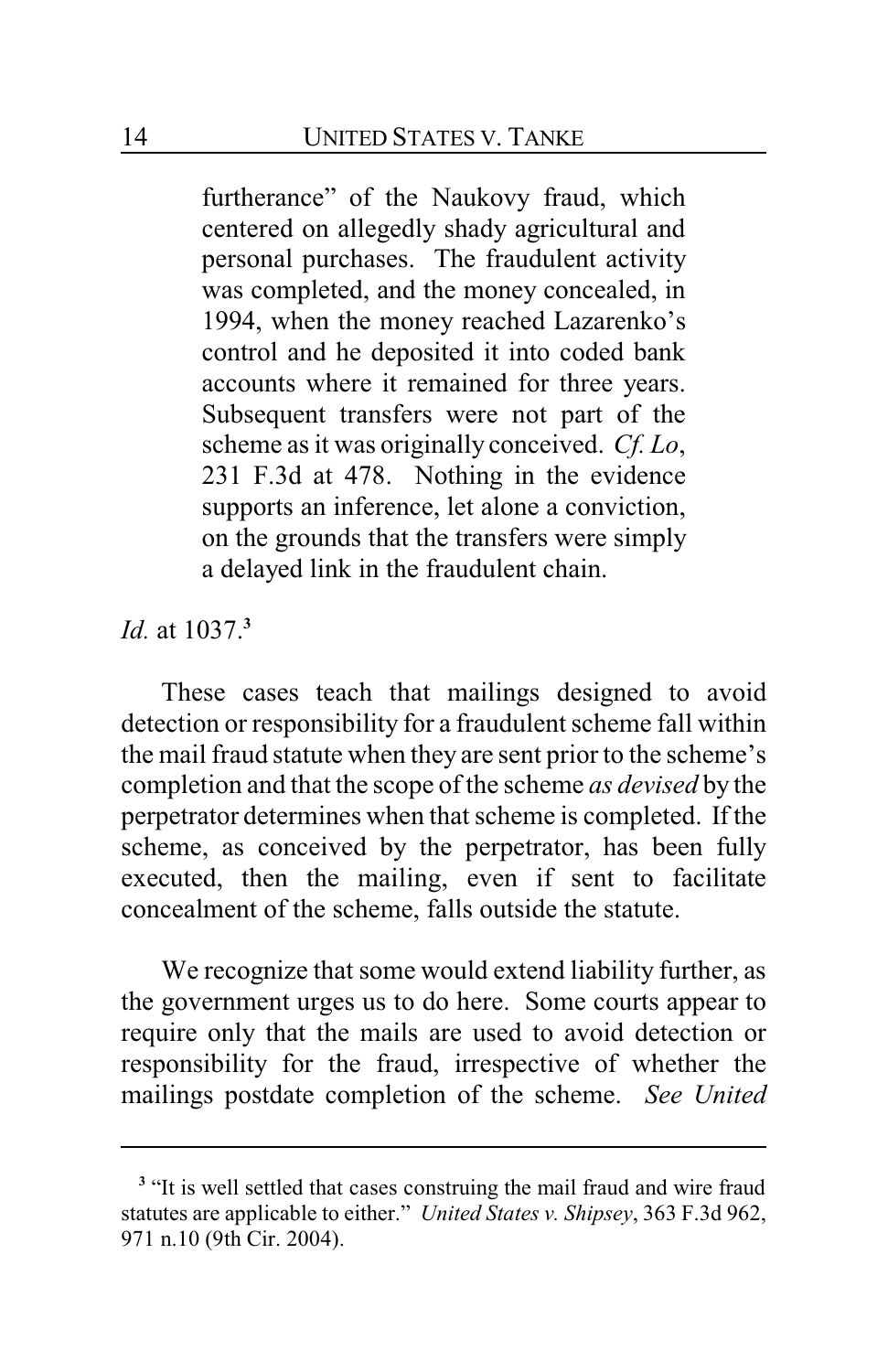> furtherance" of the Naukovy fraud, which centered on allegedly shady agricultural and personal purchases. The fraudulent activity was completed, and the money concealed, in 1994, when the money reached Lazarenko's control and he deposited it into coded bank accounts where it remained for three years. Subsequent transfers were not part of the scheme as it was originally conceived. *Cf. Lo*, 231 F.3d at 478. Nothing in the evidence supports an inference, let alone a conviction, on the grounds that the transfers were simply a delayed link in the fraudulent chain.

*Id.* at 1037.[3]

These cases teach that mailings designed to avoid detection or responsibility for a fraudulent scheme fall within the mail fraud statute when they are sent prior to the scheme's completion and that the scope of the scheme *as devised* by the perpetrator determines when that scheme is completed. If the scheme, as conceived by the perpetrator, has been fully executed, then the mailing, even if sent to facilitate concealment of the scheme, falls outside the statute.

We recognize that some would extend liability further, as the government urges us to do here. Some courts appear to require only that the mails are used to avoid detection or responsibility for the fraud, irrespective of whether the mailings postdate completion of the scheme. *See United*

---

[3] "It is well settled that cases construing the mail fraud and wire fraud statutes are applicable to either." *United States v. Shipsey*, 363 F.3d 962, 971 n.10 (9th Cir. 2004).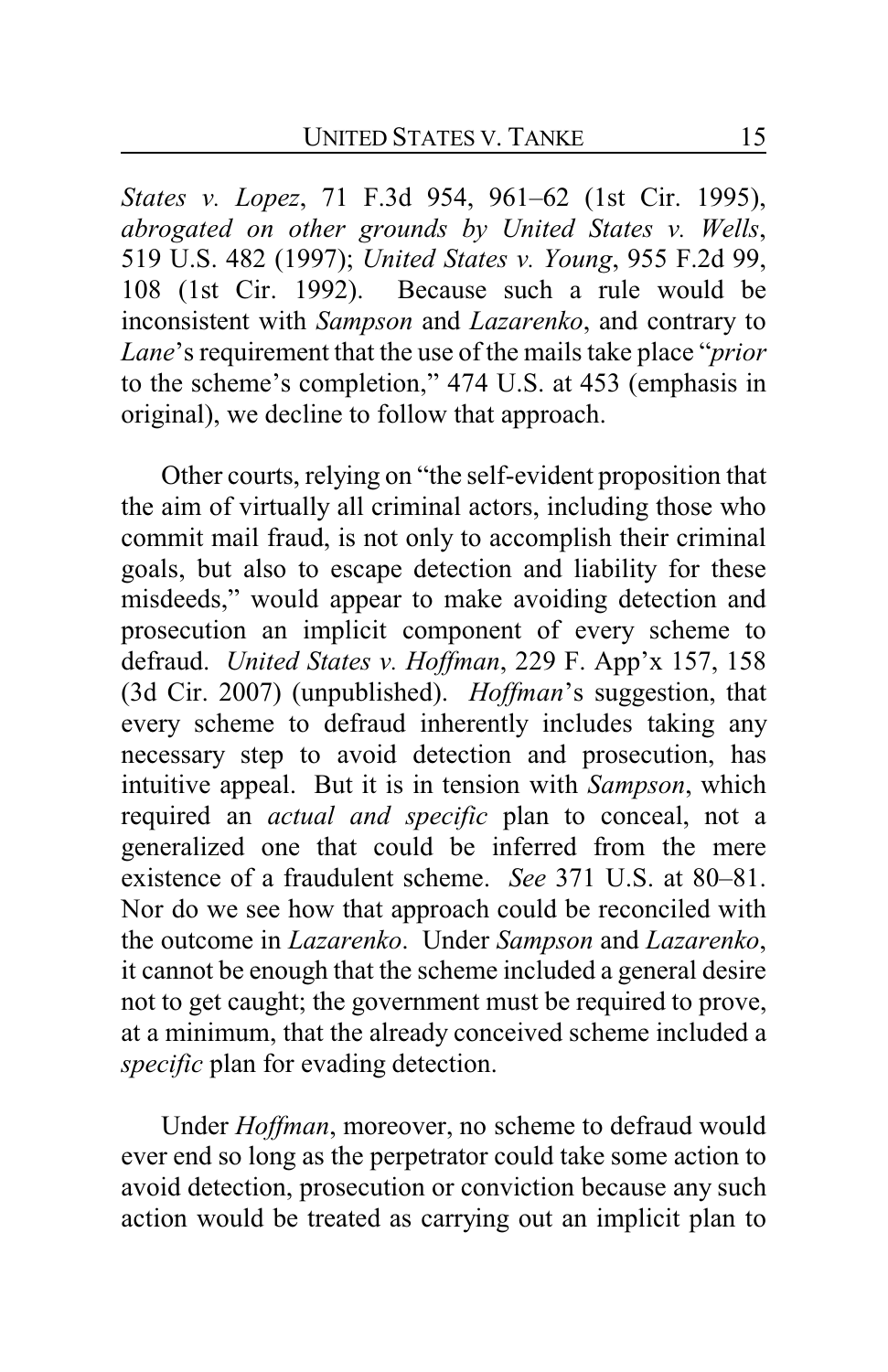*States v. Lopez*, 71 F.3d 954, 961–62 (1st Cir. 1995), *abrogated on other grounds by United States v. Wells*, 519 U.S. 482 (1997); *United States v. Young*, 955 F.2d 99, 108 (1st Cir. 1992). Because such a rule would be inconsistent with *Sampson* and *Lazarenko*, and contrary to *Lane*'s requirement that the use of the mails take place "*prior* to the scheme's completion," 474 U.S. at 453 (emphasis in original), we decline to follow that approach.

Other courts, relying on "the self-evident proposition that the aim of virtually all criminal actors, including those who commit mail fraud, is not only to accomplish their criminal goals, but also to escape detection and liability for these misdeeds," would appear to make avoiding detection and prosecution an implicit component of every scheme to defraud. *United States v. Hoffman*, 229 F. App'x 157, 158 (3d Cir. 2007) (unpublished). *Hoffman*'s suggestion, that every scheme to defraud inherently includes taking any necessary step to avoid detection and prosecution, has intuitive appeal. But it is in tension with *Sampson*, which required an *actual and specific* plan to conceal, not a generalized one that could be inferred from the mere existence of a fraudulent scheme. *See* 371 U.S. at 80–81. Nor do we see how that approach could be reconciled with the outcome in *Lazarenko*. Under *Sampson* and *Lazarenko*, it cannot be enough that the scheme included a general desire not to get caught; the government must be required to prove, at a minimum, that the already conceived scheme included a *specific* plan for evading detection.

Under *Hoffman*, moreover, no scheme to defraud would ever end so long as the perpetrator could take some action to avoid detection, prosecution or conviction because any such action would be treated as carrying out an implicit plan to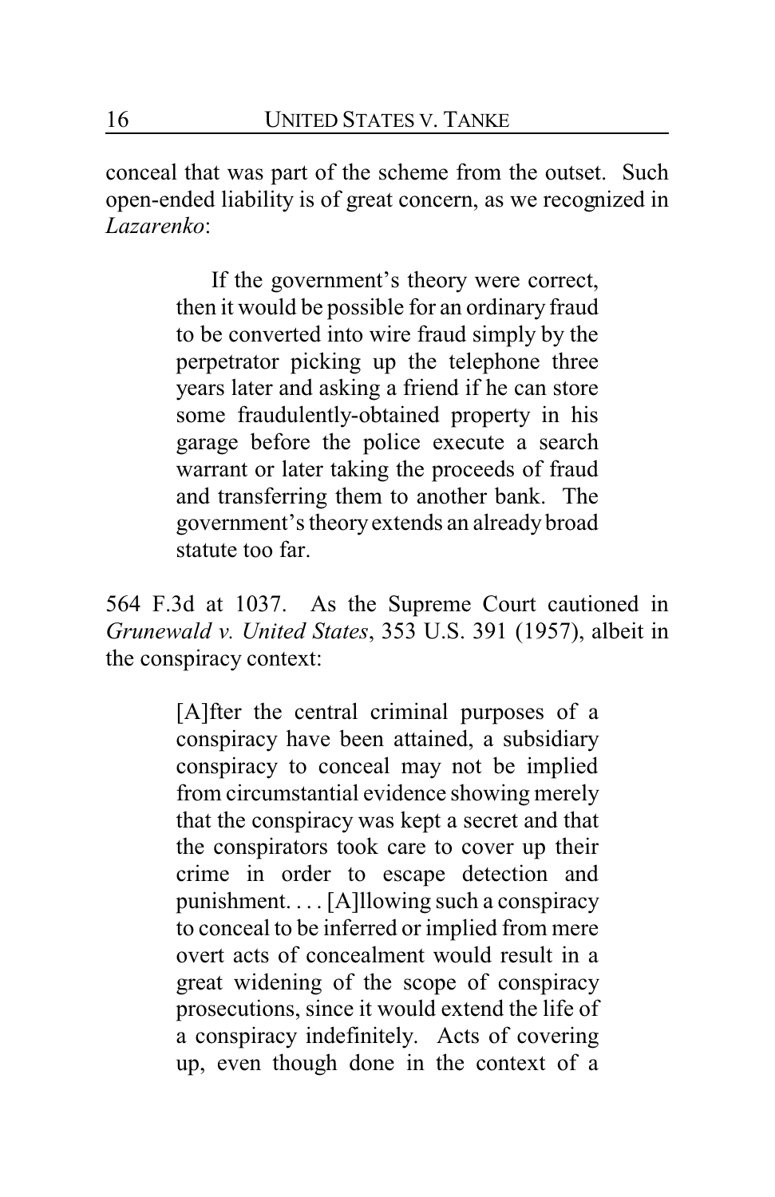conceal that was part of the scheme from the outset. Such open-ended liability is of great concern, as we recognized in *Lazarenko*:

> If the government's theory were correct, then it would be possible for an ordinary fraud to be converted into wire fraud simply by the perpetrator picking up the telephone three years later and asking a friend if he can store some fraudulently-obtained property in his garage before the police execute a search warrant or later taking the proceeds of fraud and transferring them to another bank. The government's theory extends an already broad statute too far.

564 F.3d at 1037. As the Supreme Court cautioned in *Grunewald v. United States*, 353 U.S. 391 (1957), albeit in the conspiracy context:

> [A]fter the central criminal purposes of a conspiracy have been attained, a subsidiary conspiracy to conceal may not be implied from circumstantial evidence showing merely that the conspiracy was kept a secret and that the conspirators took care to cover up their crime in order to escape detection and punishment. . . . [A]llowing such a conspiracy to conceal to be inferred or implied from mere overt acts of concealment would result in a great widening of the scope of conspiracy prosecutions, since it would extend the life of a conspiracy indefinitely. Acts of covering up, even though done in the context of a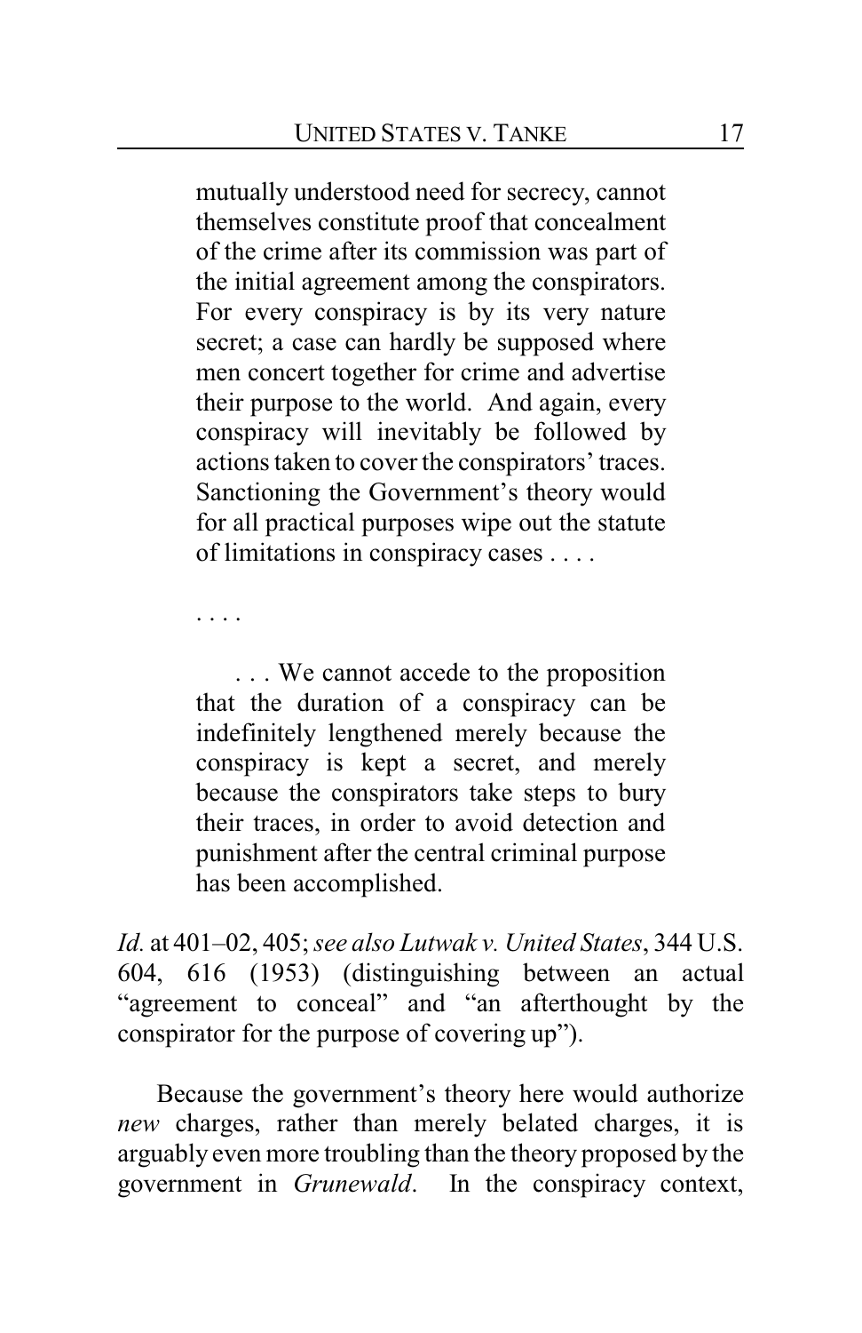> mutually understood need for secrecy, cannot themselves constitute proof that concealment of the crime after its commission was part of the initial agreement among the conspirators. For every conspiracy is by its very nature secret; a case can hardly be supposed where men concert together for crime and advertise their purpose to the world. And again, every conspiracy will inevitably be followed by actions taken to cover the conspirators' traces. Sanctioning the Government's theory would for all practical purposes wipe out the statute of limitations in conspiracy cases . . . .
>
> . . . .
>
> . . . We cannot accede to the proposition that the duration of a conspiracy can be indefinitely lengthened merely because the conspiracy is kept a secret, and merely because the conspirators take steps to bury their traces, in order to avoid detection and punishment after the central criminal purpose has been accomplished.

*Id.* at 401–02, 405; *see also Lutwak v. United States*, 344 U.S. 604, 616 (1953) (distinguishing between an actual "agreement to conceal" and "an afterthought by the conspirator for the purpose of covering up").

Because the government's theory here would authorize *new* charges, rather than merely belated charges, it is arguably even more troubling than the theory proposed by the government in *Grunewald*. In the conspiracy context,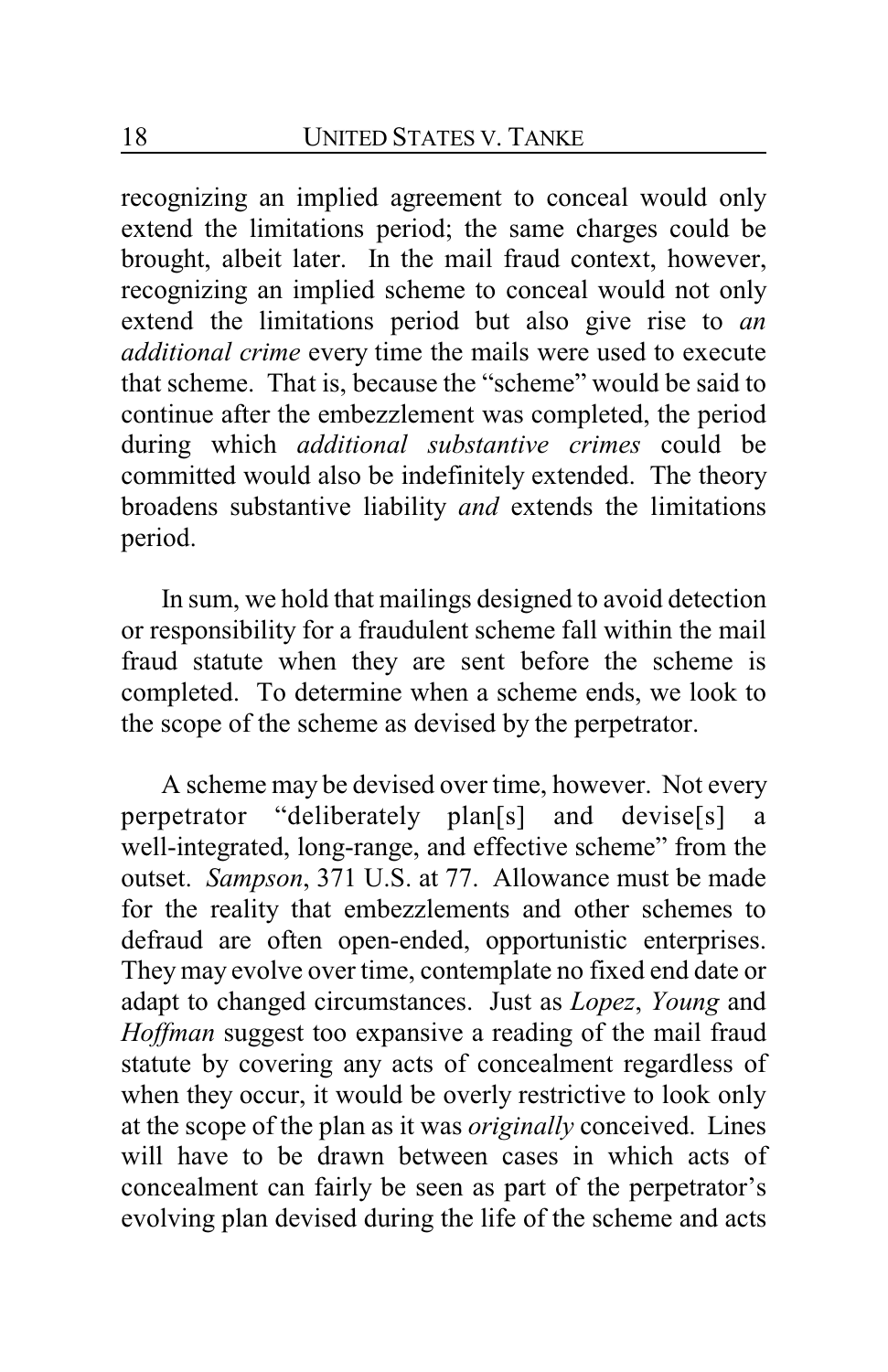recognizing an implied agreement to conceal would only extend the limitations period; the same charges could be brought, albeit later. In the mail fraud context, however, recognizing an implied scheme to conceal would not only extend the limitations period but also give rise to *an additional crime* every time the mails were used to execute that scheme. That is, because the "scheme" would be said to continue after the embezzlement was completed, the period during which *additional substantive crimes* could be committed would also be indefinitely extended. The theory broadens substantive liability *and* extends the limitations period.

In sum, we hold that mailings designed to avoid detection or responsibility for a fraudulent scheme fall within the mail fraud statute when they are sent before the scheme is completed. To determine when a scheme ends, we look to the scope of the scheme as devised by the perpetrator.

A scheme may be devised over time, however. Not every perpetrator "deliberately plan[s] and devise[s] a well-integrated, long-range, and effective scheme" from the outset. *Sampson*, 371 U.S. at 77. Allowance must be made for the reality that embezzlements and other schemes to defraud are often open-ended, opportunistic enterprises. They may evolve over time, contemplate no fixed end date or adapt to changed circumstances. Just as *Lopez*, *Young* and *Hoffman* suggest too expansive a reading of the mail fraud statute by covering any acts of concealment regardless of when they occur, it would be overly restrictive to look only at the scope of the plan as it was *originally* conceived. Lines will have to be drawn between cases in which acts of concealment can fairly be seen as part of the perpetrator's evolving plan devised during the life of the scheme and acts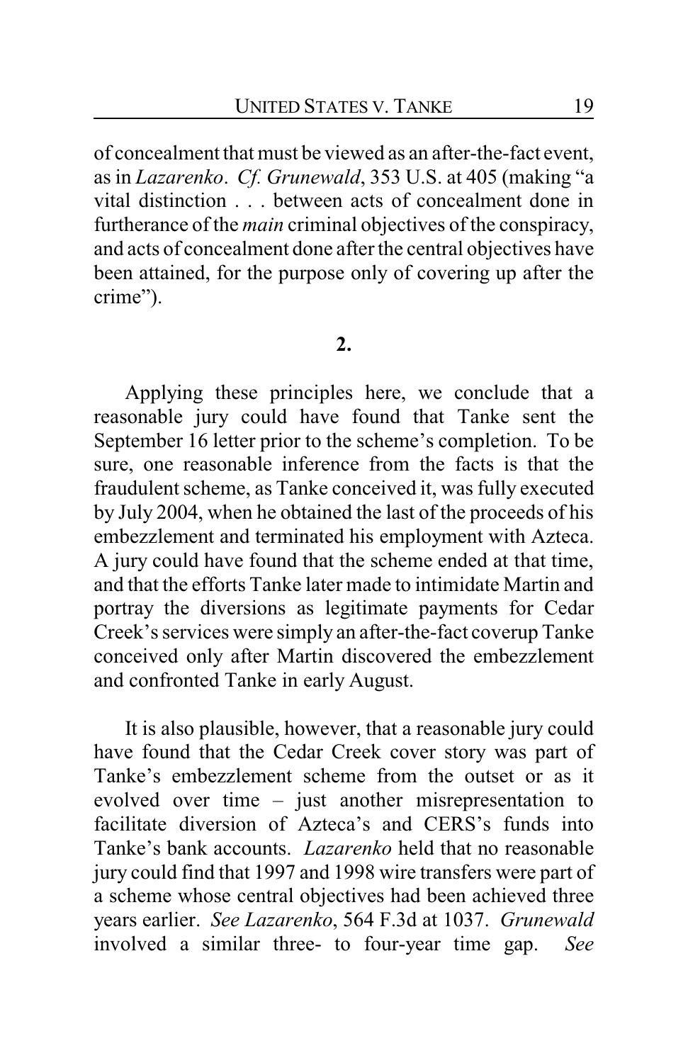of concealment that must be viewed as an after-the-fact event, as in *Lazarenko*. *Cf. Grunewald*, 353 U.S. at 405 (making "a vital distinction . . . between acts of concealment done in furtherance of the *main* criminal objectives of the conspiracy, and acts of concealment done after the central objectives have been attained, for the purpose only of covering up after the crime").

**2.**

Applying these principles here, we conclude that a reasonable jury could have found that Tanke sent the September 16 letter prior to the scheme's completion. To be sure, one reasonable inference from the facts is that the fraudulent scheme, as Tanke conceived it, was fully executed by July 2004, when he obtained the last of the proceeds of his embezzlement and terminated his employment with Azteca. A jury could have found that the scheme ended at that time, and that the efforts Tanke later made to intimidate Martin and portray the diversions as legitimate payments for Cedar Creek's services were simply an after-the-fact coverup Tanke conceived only after Martin discovered the embezzlement and confronted Tanke in early August.

It is also plausible, however, that a reasonable jury could have found that the Cedar Creek cover story was part of Tanke's embezzlement scheme from the outset or as it evolved over time – just another misrepresentation to facilitate diversion of Azteca's and CERS's funds into Tanke's bank accounts. *Lazarenko* held that no reasonable jury could find that 1997 and 1998 wire transfers were part of a scheme whose central objectives had been achieved three years earlier. *See Lazarenko*, 564 F.3d at 1037. *Grunewald* involved a similar three- to four-year time gap. *See*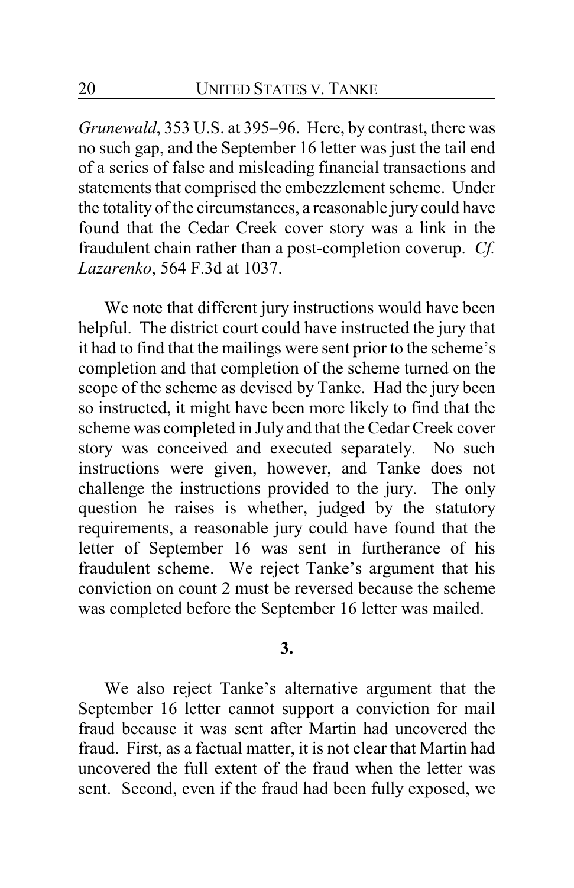*Grunewald*, 353 U.S. at 395–96. Here, by contrast, there was no such gap, and the September 16 letter was just the tail end of a series of false and misleading financial transactions and statements that comprised the embezzlement scheme. Under the totality of the circumstances, a reasonable jury could have found that the Cedar Creek cover story was a link in the fraudulent chain rather than a post-completion coverup. *Cf. Lazarenko*, 564 F.3d at 1037.

We note that different jury instructions would have been helpful. The district court could have instructed the jury that it had to find that the mailings were sent prior to the scheme's completion and that completion of the scheme turned on the scope of the scheme as devised by Tanke. Had the jury been so instructed, it might have been more likely to find that the scheme was completed in July and that the Cedar Creek cover story was conceived and executed separately. No such instructions were given, however, and Tanke does not challenge the instructions provided to the jury. The only question he raises is whether, judged by the statutory requirements, a reasonable jury could have found that the letter of September 16 was sent in furtherance of his fraudulent scheme. We reject Tanke's argument that his conviction on count 2 must be reversed because the scheme was completed before the September 16 letter was mailed.

### 3.

We also reject Tanke's alternative argument that the September 16 letter cannot support a conviction for mail fraud because it was sent after Martin had uncovered the fraud. First, as a factual matter, it is not clear that Martin had uncovered the full extent of the fraud when the letter was sent. Second, even if the fraud had been fully exposed, we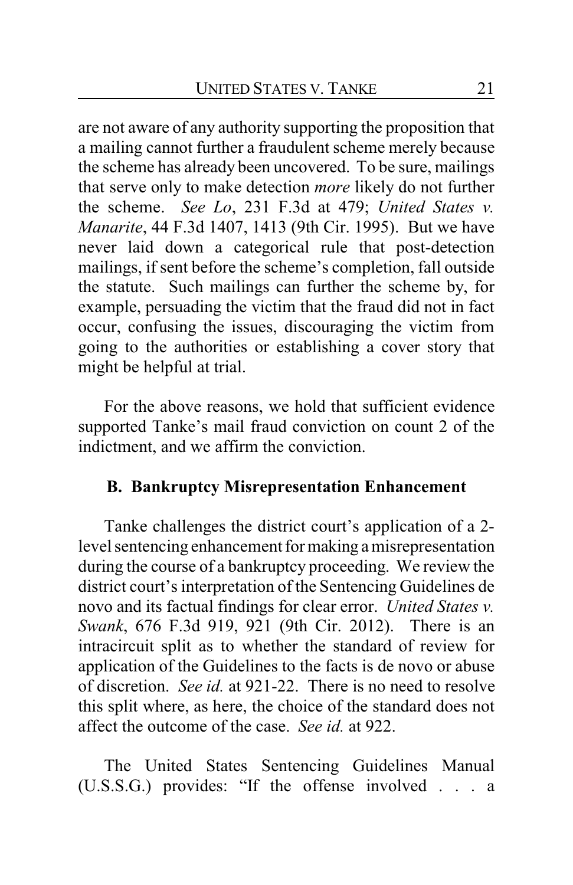are not aware of any authority supporting the proposition that a mailing cannot further a fraudulent scheme merely because the scheme has already been uncovered. To be sure, mailings that serve only to make detection *more* likely do not further the scheme. *See Lo*, 231 F.3d at 479; *United States v. Manarite*, 44 F.3d 1407, 1413 (9th Cir. 1995). But we have never laid down a categorical rule that post-detection mailings, if sent before the scheme's completion, fall outside the statute. Such mailings can further the scheme by, for example, persuading the victim that the fraud did not in fact occur, confusing the issues, discouraging the victim from going to the authorities or establishing a cover story that might be helpful at trial.

For the above reasons, we hold that sufficient evidence supported Tanke's mail fraud conviction on count 2 of the indictment, and we affirm the conviction.

### B. Bankruptcy Misrepresentation Enhancement

Tanke challenges the district court's application of a 2-level sentencing enhancement for making a misrepresentation during the course of a bankruptcy proceeding. We review the district court's interpretation of the Sentencing Guidelines de novo and its factual findings for clear error. *United States v. Swank*, 676 F.3d 919, 921 (9th Cir. 2012). There is an intracircuit split as to whether the standard of review for application of the Guidelines to the facts is de novo or abuse of discretion. *See id.* at 921-22. There is no need to resolve this split where, as here, the choice of the standard does not affect the outcome of the case. *See id.* at 922.

The United States Sentencing Guidelines Manual (U.S.S.G.) provides: "If the offense involved . . . a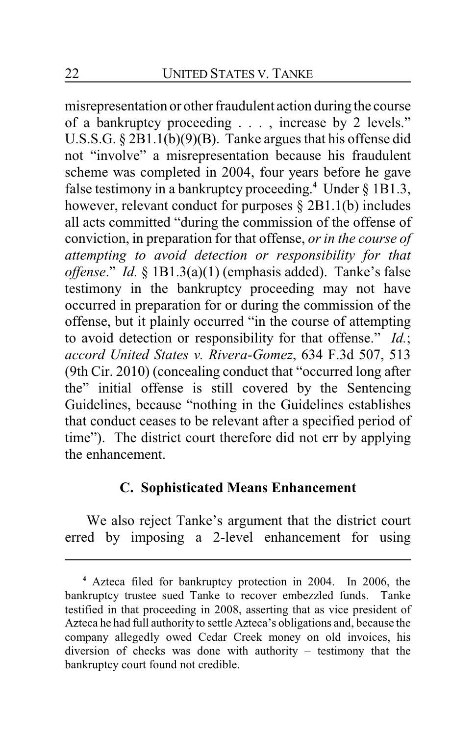misrepresentation or other fraudulent action during the course of a bankruptcy proceeding . . . , increase by 2 levels." U.S.S.G. § 2B1.1(b)(9)(B). Tanke argues that his offense did not "involve" a misrepresentation because his fraudulent scheme was completed in 2004, four years before he gave false testimony in a bankruptcy proceeding.[4] Under § 1B1.3, however, relevant conduct for purposes § 2B1.1(b) includes all acts committed "during the commission of the offense of conviction, in preparation for that offense, *or in the course of attempting to avoid detection or responsibility for that offense*." *Id.* § 1B1.3(a)(1) (emphasis added). Tanke's false testimony in the bankruptcy proceeding may not have occurred in preparation for or during the commission of the offense, but it plainly occurred "in the course of attempting to avoid detection or responsibility for that offense." *Id.*; *accord United States v. Rivera-Gomez*, 634 F.3d 507, 513 (9th Cir. 2010) (concealing conduct that "occurred long after the" initial offense is still covered by the Sentencing Guidelines, because "nothing in the Guidelines establishes that conduct ceases to be relevant after a specified period of time"). The district court therefore did not err by applying the enhancement.

### C. Sophisticated Means Enhancement

We also reject Tanke's argument that the district court erred by imposing a 2-level enhancement for using

---

[4] Azteca filed for bankruptcy protection in 2004. In 2006, the bankruptcy trustee sued Tanke to recover embezzled funds. Tanke testified in that proceeding in 2008, asserting that as vice president of Azteca he had full authority to settle Azteca's obligations and, because the company allegedly owed Cedar Creek money on old invoices, his diversion of checks was done with authority – testimony that the bankruptcy court found not credible.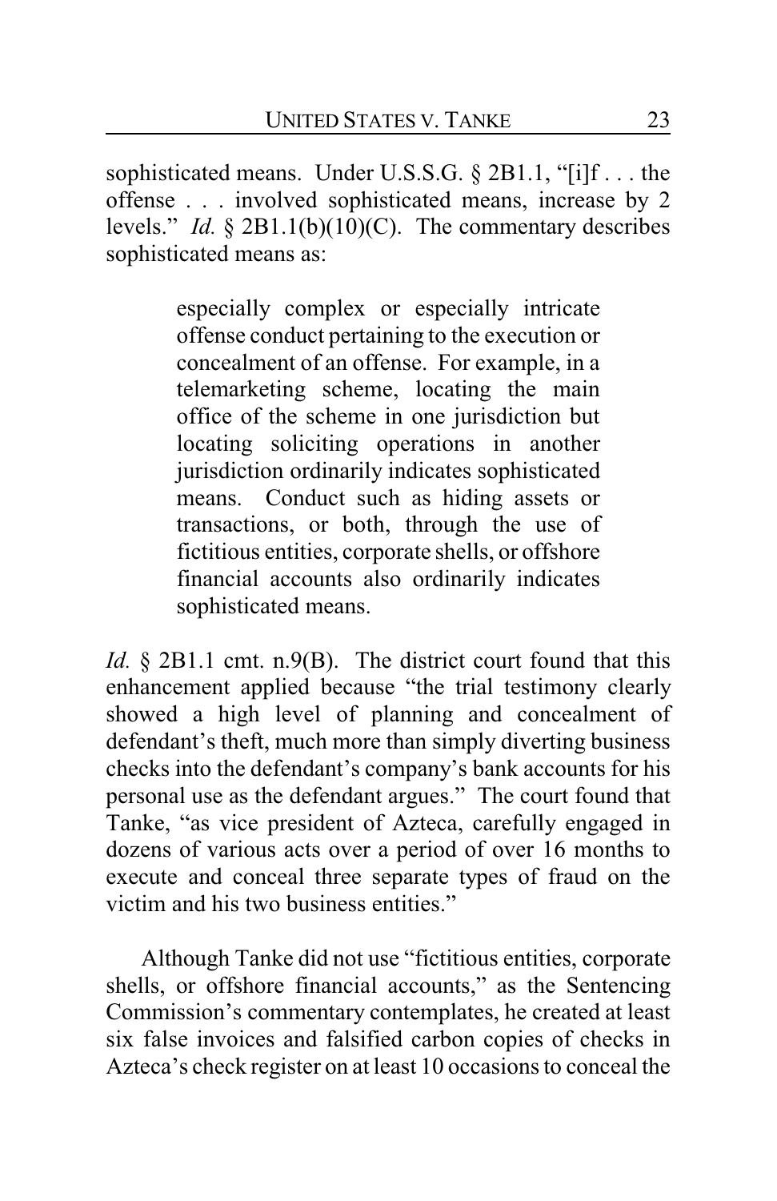sophisticated means. Under U.S.S.G. § 2B1.1, "[i]f . . . the offense . . . involved sophisticated means, increase by 2 levels." *Id.* § 2B1.1(b)(10)(C). The commentary describes sophisticated means as:

> especially complex or especially intricate offense conduct pertaining to the execution or concealment of an offense. For example, in a telemarketing scheme, locating the main office of the scheme in one jurisdiction but locating soliciting operations in another jurisdiction ordinarily indicates sophisticated means. Conduct such as hiding assets or transactions, or both, through the use of fictitious entities, corporate shells, or offshore financial accounts also ordinarily indicates sophisticated means.

*Id.* § 2B1.1 cmt. n.9(B). The district court found that this enhancement applied because "the trial testimony clearly showed a high level of planning and concealment of defendant's theft, much more than simply diverting business checks into the defendant's company's bank accounts for his personal use as the defendant argues." The court found that Tanke, "as vice president of Azteca, carefully engaged in dozens of various acts over a period of over 16 months to execute and conceal three separate types of fraud on the victim and his two business entities."

Although Tanke did not use "fictitious entities, corporate shells, or offshore financial accounts," as the Sentencing Commission's commentary contemplates, he created at least six false invoices and falsified carbon copies of checks in Azteca's check register on at least 10 occasions to conceal the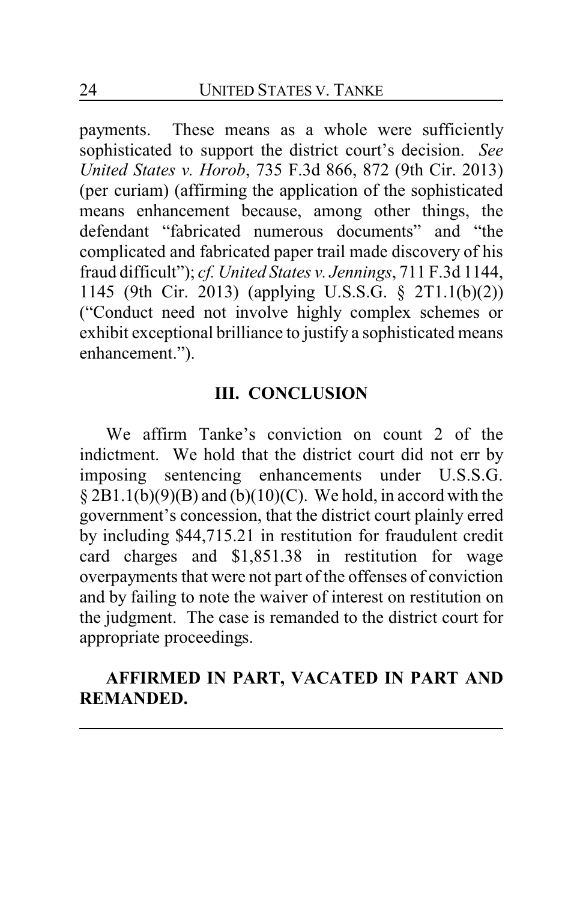payments. These means as a whole were sufficiently sophisticated to support the district court's decision. *See United States v. Horob*, 735 F.3d 866, 872 (9th Cir. 2013) (per curiam) (affirming the application of the sophisticated means enhancement because, among other things, the defendant "fabricated numerous documents" and "the complicated and fabricated paper trail made discovery of his fraud difficult"); *cf. United States v. Jennings*, 711 F.3d 1144, 1145 (9th Cir. 2013) (applying U.S.S.G. § 2T1.1(b)(2)) ("Conduct need not involve highly complex schemes or exhibit exceptional brilliance to justify a sophisticated means enhancement.").

## III. CONCLUSION

We affirm Tanke's conviction on count 2 of the indictment. We hold that the district court did not err by imposing sentencing enhancements under U.S.S.G. § 2B1.1(b)(9)(B) and (b)(10)(C). We hold, in accord with the government's concession, that the district court plainly erred by including $44,715.21 in restitution for fraudulent credit card charges and $1,851.38 in restitution for wage overpayments that were not part of the offenses of conviction and by failing to note the waiver of interest on restitution on the judgment. The case is remanded to the district court for appropriate proceedings.

**AFFIRMED IN PART, VACATED IN PART AND REMANDED.**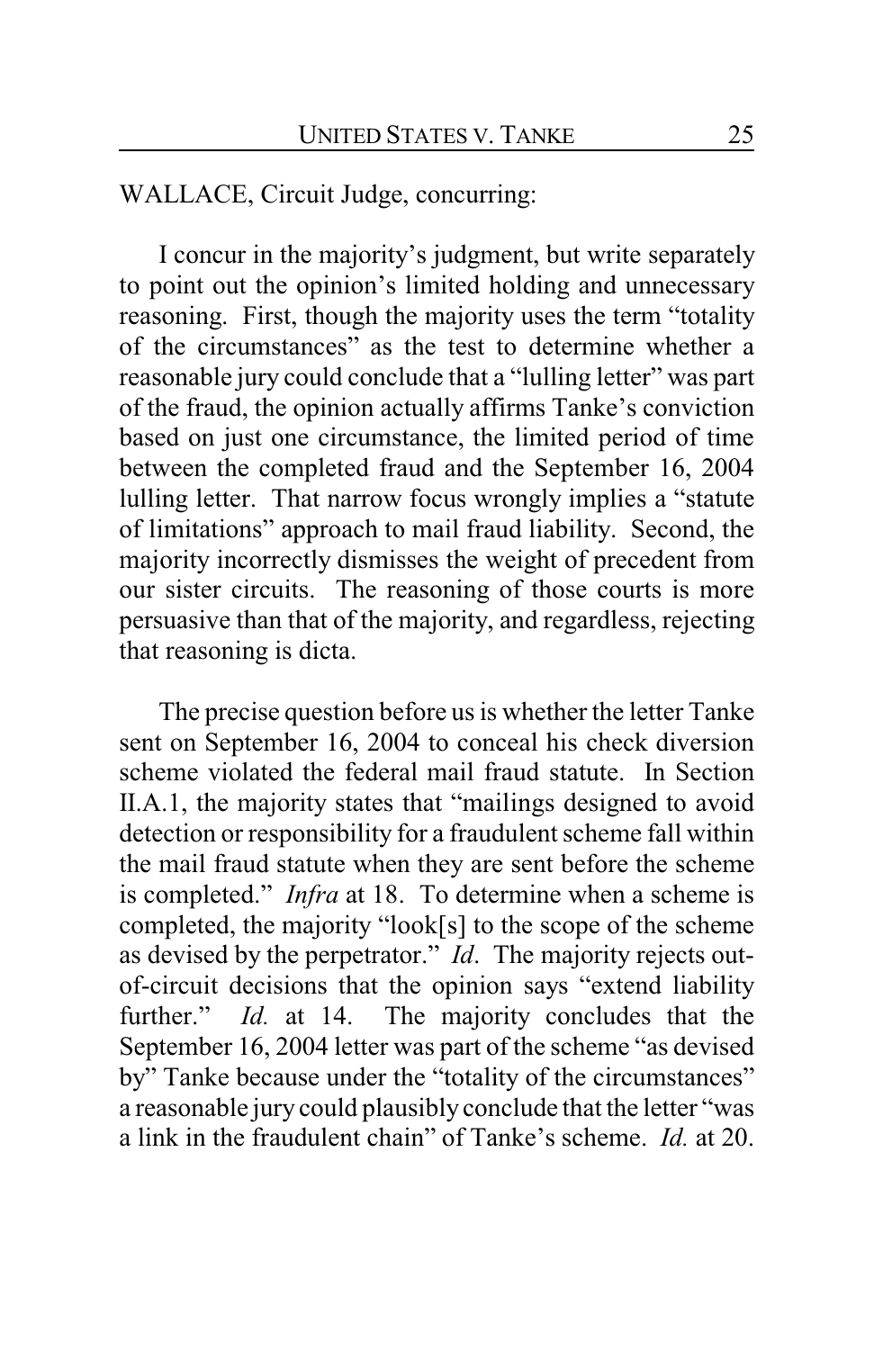WALLACE, Circuit Judge, concurring:

I concur in the majority's judgment, but write separately to point out the opinion's limited holding and unnecessary reasoning. First, though the majority uses the term "totality of the circumstances" as the test to determine whether a reasonable jury could conclude that a "lulling letter" was part of the fraud, the opinion actually affirms Tanke's conviction based on just one circumstance, the limited period of time between the completed fraud and the September 16, 2004 lulling letter. That narrow focus wrongly implies a "statute of limitations" approach to mail fraud liability. Second, the majority incorrectly dismisses the weight of precedent from our sister circuits. The reasoning of those courts is more persuasive than that of the majority, and regardless, rejecting that reasoning is dicta.

The precise question before us is whether the letter Tanke sent on September 16, 2004 to conceal his check diversion scheme violated the federal mail fraud statute. In Section II.A.1, the majority states that "mailings designed to avoid detection or responsibility for a fraudulent scheme fall within the mail fraud statute when they are sent before the scheme is completed." *Infra* at 18. To determine when a scheme is completed, the majority "look[s] to the scope of the scheme as devised by the perpetrator." *Id*. The majority rejects out-of-circuit decisions that the opinion says "extend liability further." *Id.* at 14. The majority concludes that the September 16, 2004 letter was part of the scheme "as devised by" Tanke because under the "totality of the circumstances" a reasonable jury could plausibly conclude that the letter "was a link in the fraudulent chain" of Tanke's scheme. *Id.* at 20.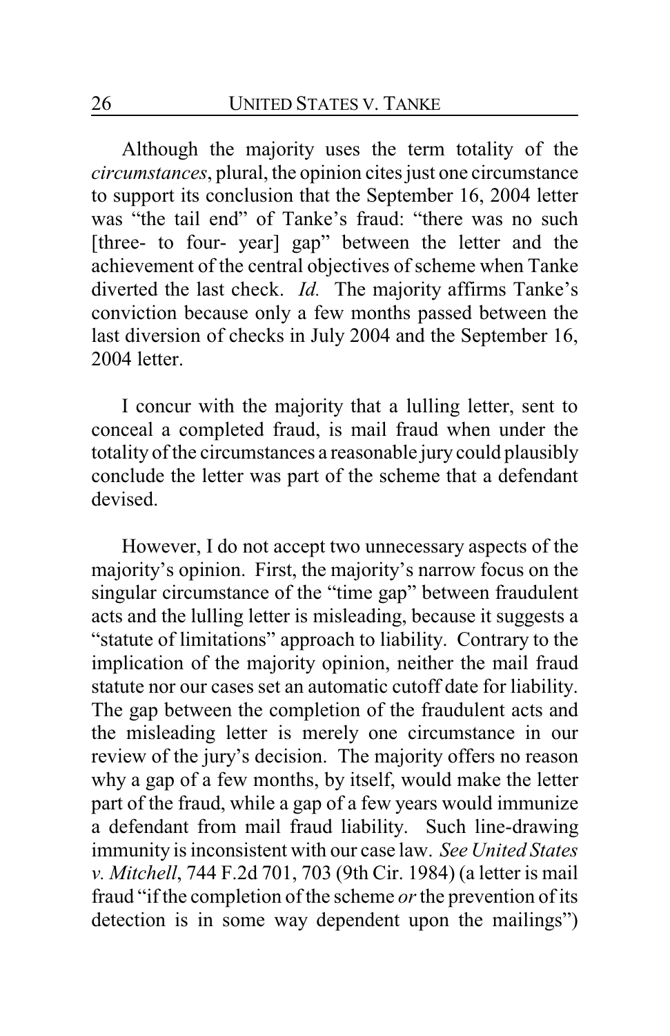Although the majority uses the term totality of the *circumstances*, plural, the opinion cites just one circumstance to support its conclusion that the September 16, 2004 letter was "the tail end" of Tanke's fraud: "there was no such [three- to four- year] gap" between the letter and the achievement of the central objectives of scheme when Tanke diverted the last check. *Id.* The majority affirms Tanke's conviction because only a few months passed between the last diversion of checks in July 2004 and the September 16, 2004 letter.

I concur with the majority that a lulling letter, sent to conceal a completed fraud, is mail fraud when under the totality of the circumstances a reasonable jury could plausibly conclude the letter was part of the scheme that a defendant devised.

However, I do not accept two unnecessary aspects of the majority's opinion. First, the majority's narrow focus on the singular circumstance of the "time gap" between fraudulent acts and the lulling letter is misleading, because it suggests a "statute of limitations" approach to liability. Contrary to the implication of the majority opinion, neither the mail fraud statute nor our cases set an automatic cutoff date for liability. The gap between the completion of the fraudulent acts and the misleading letter is merely one circumstance in our review of the jury's decision. The majority offers no reason why a gap of a few months, by itself, would make the letter part of the fraud, while a gap of a few years would immunize a defendant from mail fraud liability. Such line-drawing immunity is inconsistent with our case law. *See United States v. Mitchell*, 744 F.2d 701, 703 (9th Cir. 1984) (a letter is mail fraud "if the completion of the scheme *or* the prevention of its detection is in some way dependent upon the mailings")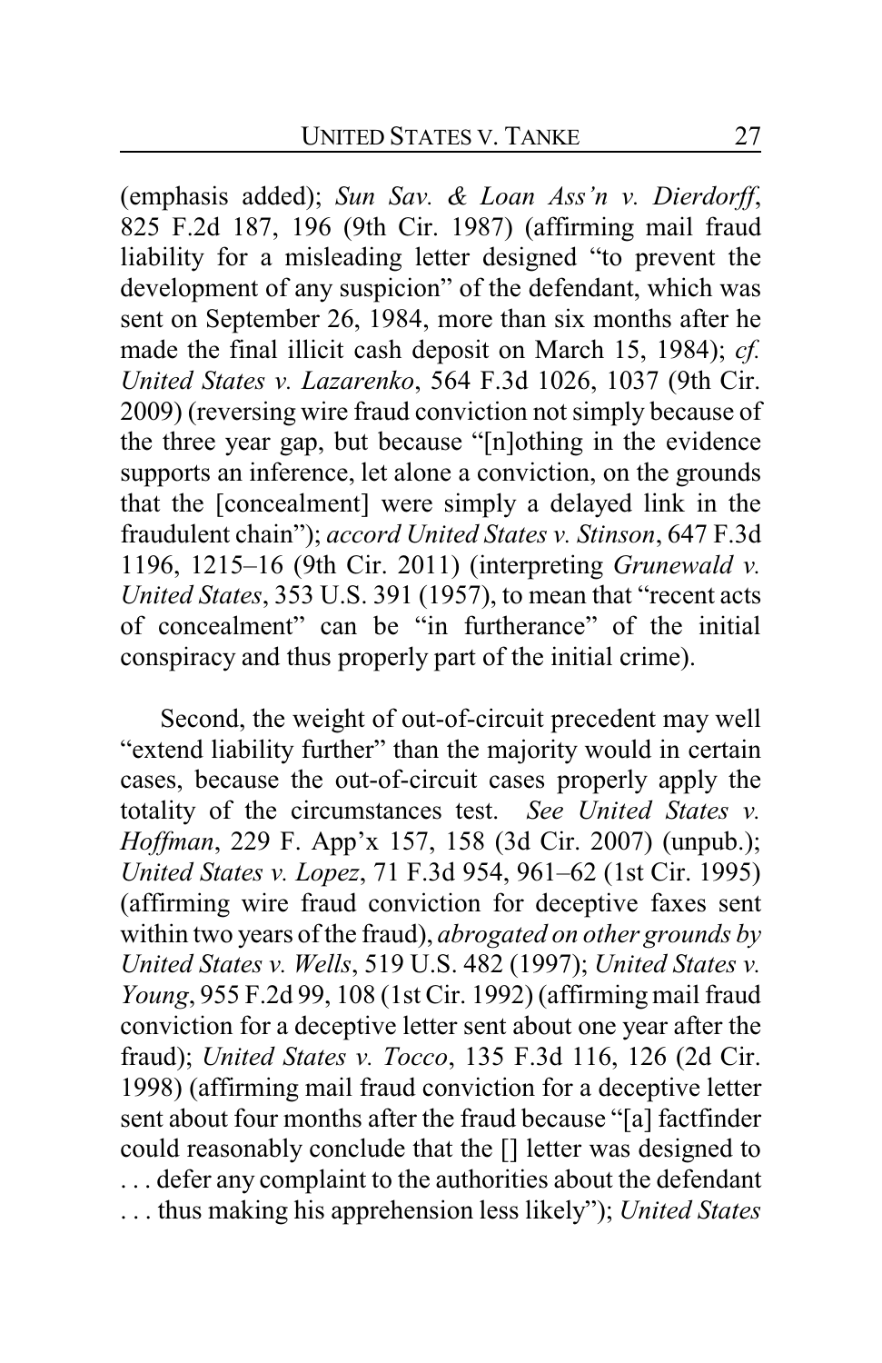(emphasis added); *Sun Sav. & Loan Ass'n v. Dierdorff*, 825 F.2d 187, 196 (9th Cir. 1987) (affirming mail fraud liability for a misleading letter designed "to prevent the development of any suspicion" of the defendant, which was sent on September 26, 1984, more than six months after he made the final illicit cash deposit on March 15, 1984); *cf. United States v. Lazarenko*, 564 F.3d 1026, 1037 (9th Cir. 2009) (reversing wire fraud conviction not simply because of the three year gap, but because "[n]othing in the evidence supports an inference, let alone a conviction, on the grounds that the [concealment] were simply a delayed link in the fraudulent chain"); *accord United States v. Stinson*, 647 F.3d 1196, 1215–16 (9th Cir. 2011) (interpreting *Grunewald v. United States*, 353 U.S. 391 (1957), to mean that "recent acts of concealment" can be "in furtherance" of the initial conspiracy and thus properly part of the initial crime).

Second, the weight of out-of-circuit precedent may well "extend liability further" than the majority would in certain cases, because the out-of-circuit cases properly apply the totality of the circumstances test. *See United States v. Hoffman*, 229 F. App'x 157, 158 (3d Cir. 2007) (unpub.); *United States v. Lopez*, 71 F.3d 954, 961–62 (1st Cir. 1995) (affirming wire fraud conviction for deceptive faxes sent within two years of the fraud), *abrogated on other grounds by United States v. Wells*, 519 U.S. 482 (1997); *United States v. Young*, 955 F.2d 99, 108 (1st Cir. 1992) (affirming mail fraud conviction for a deceptive letter sent about one year after the fraud); *United States v. Tocco*, 135 F.3d 116, 126 (2d Cir. 1998) (affirming mail fraud conviction for a deceptive letter sent about four months after the fraud because "[a] factfinder could reasonably conclude that the [] letter was designed to . . . defer any complaint to the authorities about the defendant . . . thus making his apprehension less likely"); *United States*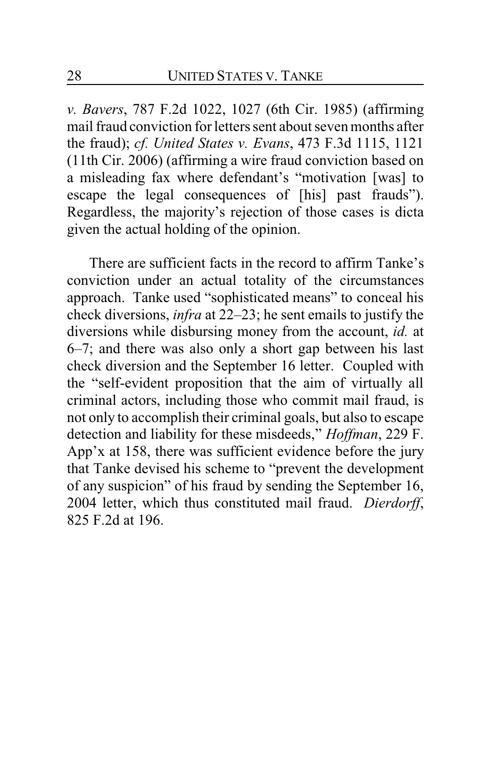*v. Bavers*, 787 F.2d 1022, 1027 (6th Cir. 1985) (affirming mail fraud conviction for letters sent about seven months after the fraud); *cf. United States v. Evans*, 473 F.3d 1115, 1121 (11th Cir. 2006) (affirming a wire fraud conviction based on a misleading fax where defendant's "motivation [was] to escape the legal consequences of [his] past frauds"). Regardless, the majority's rejection of those cases is dicta given the actual holding of the opinion.

There are sufficient facts in the record to affirm Tanke's conviction under an actual totality of the circumstances approach. Tanke used "sophisticated means" to conceal his check diversions, *infra* at 22–23; he sent emails to justify the diversions while disbursing money from the account, *id.* at 6–7; and there was also only a short gap between his last check diversion and the September 16 letter. Coupled with the "self-evident proposition that the aim of virtually all criminal actors, including those who commit mail fraud, is not only to accomplish their criminal goals, but also to escape detection and liability for these misdeeds," *Hoffman*, 229 F. App'x at 158, there was sufficient evidence before the jury that Tanke devised his scheme to "prevent the development of any suspicion" of his fraud by sending the September 16, 2004 letter, which thus constituted mail fraud. *Dierdorff*, 825 F.2d at 196.